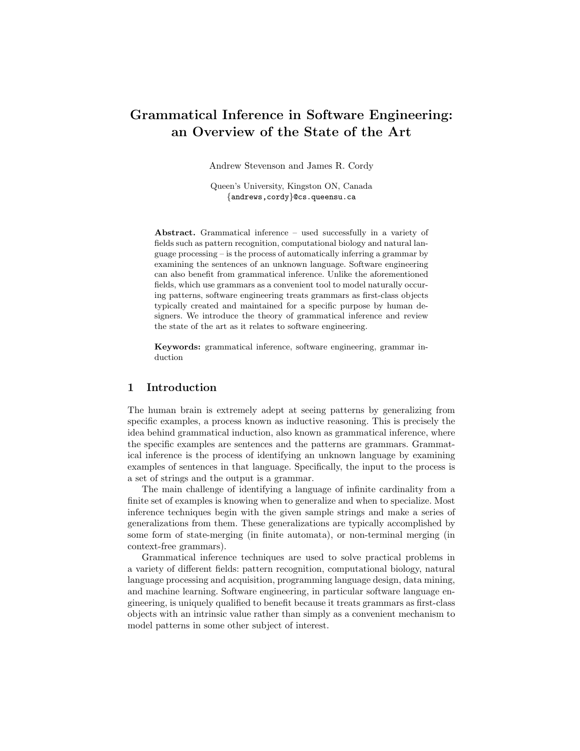# Grammatical Inference in Software Engineering: an Overview of the State of the Art

Andrew Stevenson and James R. Cordy

Queen's University, Kingston ON, Canada
{andrews,cordy}@cs.queensu.ca

**Abstract.** Grammatical inference – used successfully in a variety of fields such as pattern recognition, computational biology and natural language processing – is the process of automatically inferring a grammar by examining the sentences of an unknown language. Software engineering can also benefit from grammatical inference. Unlike the aforementioned fields, which use grammars as a convenient tool to model naturally occuring patterns, software engineering treats grammars as first-class objects typically created and maintained for a specific purpose by human designers. We introduce the theory of grammatical inference and review the state of the art as it relates to software engineering.

**Keywords:** grammatical inference, software engineering, grammar induction

## 1 Introduction

The human brain is extremely adept at seeing patterns by generalizing from specific examples, a process known as inductive reasoning. This is precisely the idea behind grammatical induction, also known as grammatical inference, where the specific examples are sentences and the patterns are grammars. Grammatical inference is the process of identifying an unknown language by examining examples of sentences in that language. Specifically, the input to the process is a set of strings and the output is a grammar.

The main challenge of identifying a language of infinite cardinality from a finite set of examples is knowing when to generalize and when to specialize. Most inference techniques begin with the given sample strings and make a series of generalizations from them. These generalizations are typically accomplished by some form of state-merging (in finite automata), or non-terminal merging (in context-free grammars).

Grammatical inference techniques are used to solve practical problems in a variety of different fields: pattern recognition, computational biology, natural language processing and acquisition, programming language design, data mining, and machine learning. Software engineering, in particular software language engineering, is uniquely qualified to benefit because it treats grammars as first-class objects with an intrinsic value rather than simply as a convenient mechanism to model patterns in some other subject of interest.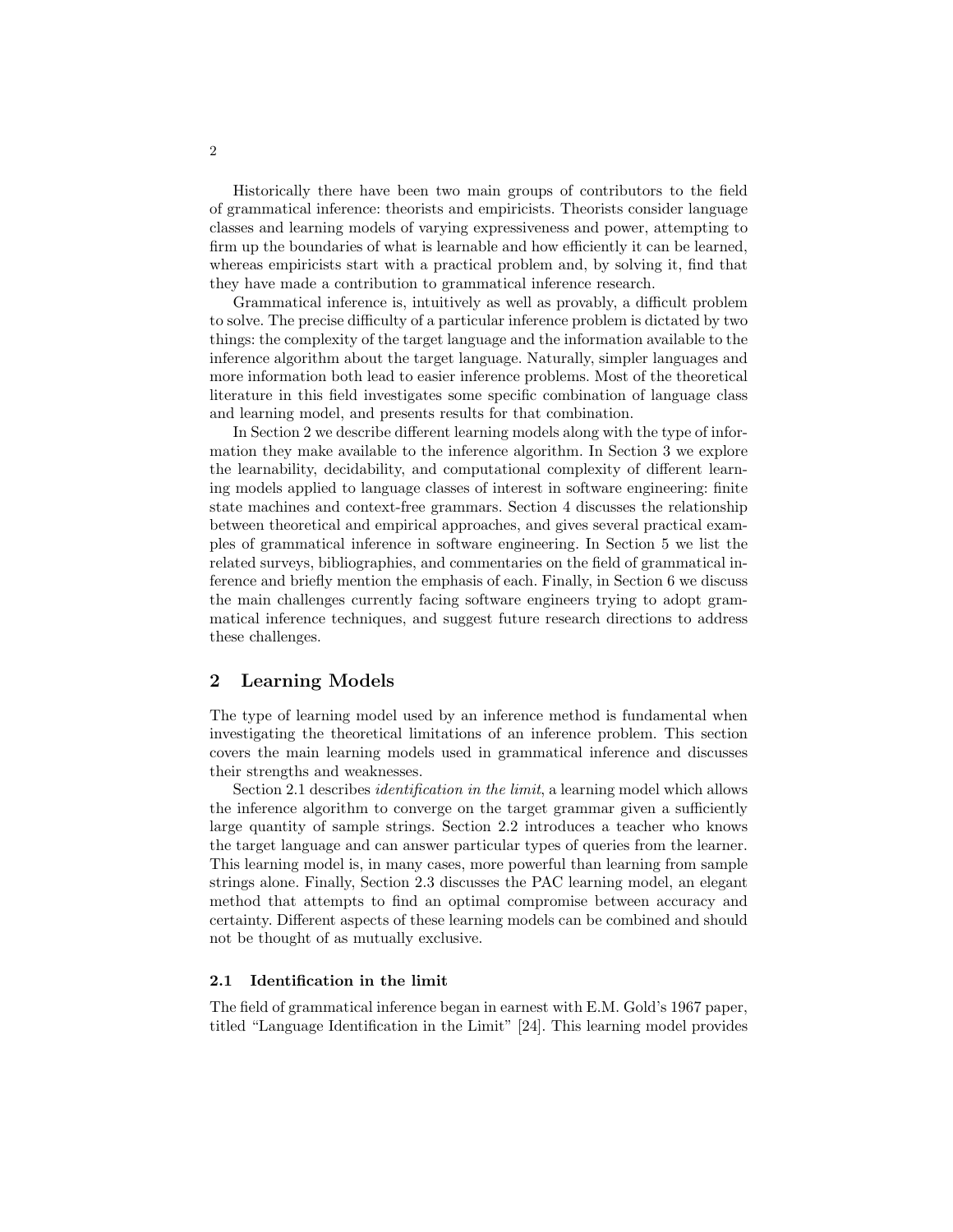Historically there have been two main groups of contributors to the field of grammatical inference: theorists and empiricists. Theorists consider language classes and learning models of varying expressiveness and power, attempting to firm up the boundaries of what is learnable and how efficiently it can be learned, whereas empiricists start with a practical problem and, by solving it, find that they have made a contribution to grammatical inference research.

Grammatical inference is, intuitively as well as provably, a difficult problem to solve. The precise difficulty of a particular inference problem is dictated by two things: the complexity of the target language and the information available to the inference algorithm about the target language. Naturally, simpler languages and more information both lead to easier inference problems. Most of the theoretical literature in this field investigates some specific combination of language class and learning model, and presents results for that combination.

In Section 2 we describe different learning models along with the type of information they make available to the inference algorithm. In Section 3 we explore the learnability, decidability, and computational complexity of different learning models applied to language classes of interest in software engineering: finite state machines and context-free grammars. Section 4 discusses the relationship between theoretical and empirical approaches, and gives several practical examples of grammatical inference in software engineering. In Section 5 we list the related surveys, bibliographies, and commentaries on the field of grammatical inference and briefly mention the emphasis of each. Finally, in Section 6 we discuss the main challenges currently facing software engineers trying to adopt grammatical inference techniques, and suggest future research directions to address these challenges.

## 2 Learning Models

The type of learning model used by an inference method is fundamental when investigating the theoretical limitations of an inference problem. This section covers the main learning models used in grammatical inference and discusses their strengths and weaknesses.

Section 2.1 describes *identification in the limit*, a learning model which allows the inference algorithm to converge on the target grammar given a sufficiently large quantity of sample strings. Section 2.2 introduces a teacher who knows the target language and can answer particular types of queries from the learner. This learning model is, in many cases, more powerful than learning from sample strings alone. Finally, Section 2.3 discusses the PAC learning model, an elegant method that attempts to find an optimal compromise between accuracy and certainty. Different aspects of these learning models can be combined and should not be thought of as mutually exclusive.

### 2.1 Identification in the limit

The field of grammatical inference began in earnest with E.M. Gold's 1967 paper, titled "Language Identification in the Limit" [24]. This learning model provides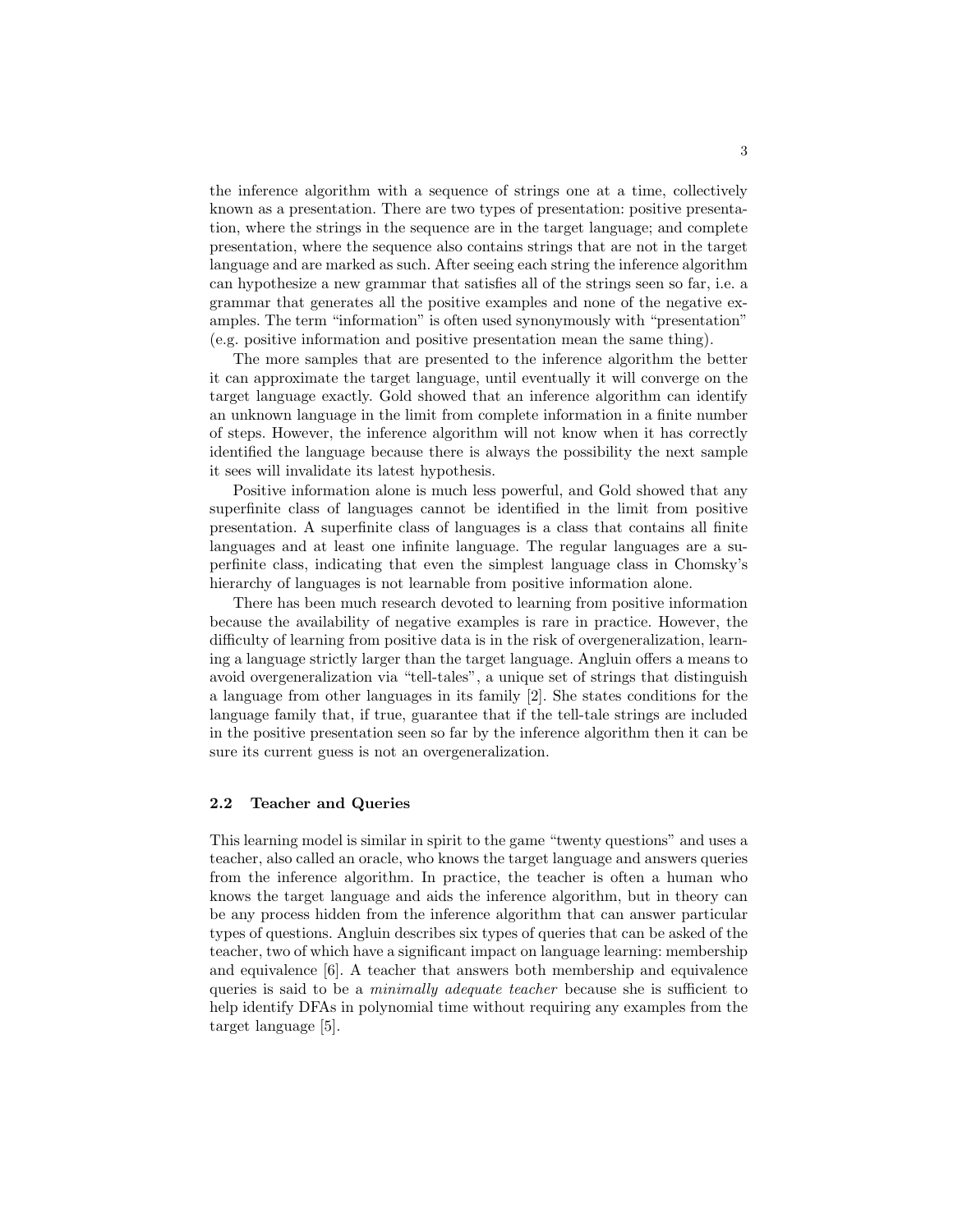the inference algorithm with a sequence of strings one at a time, collectively known as a presentation. There are two types of presentation: positive presentation, where the strings in the sequence are in the target language; and complete presentation, where the sequence also contains strings that are not in the target language and are marked as such. After seeing each string the inference algorithm can hypothesize a new grammar that satisfies all of the strings seen so far, i.e. a grammar that generates all the positive examples and none of the negative examples. The term "information" is often used synonymously with "presentation" (e.g. positive information and positive presentation mean the same thing).

The more samples that are presented to the inference algorithm the better it can approximate the target language, until eventually it will converge on the target language exactly. Gold showed that an inference algorithm can identify an unknown language in the limit from complete information in a finite number of steps. However, the inference algorithm will not know when it has correctly identified the language because there is always the possibility the next sample it sees will invalidate its latest hypothesis.

Positive information alone is much less powerful, and Gold showed that any superfinite class of languages cannot be identified in the limit from positive presentation. A superfinite class of languages is a class that contains all finite languages and at least one infinite language. The regular languages are a superfinite class, indicating that even the simplest language class in Chomsky's hierarchy of languages is not learnable from positive information alone.

There has been much research devoted to learning from positive information because the availability of negative examples is rare in practice. However, the difficulty of learning from positive data is in the risk of overgeneralization, learning a language strictly larger than the target language. Angluin offers a means to avoid overgeneralization via "tell-tales", a unique set of strings that distinguish a language from other languages in its family [2]. She states conditions for the language family that, if true, guarantee that if the tell-tale strings are included in the positive presentation seen so far by the inference algorithm then it can be sure its current guess is not an overgeneralization.

### 2.2 Teacher and Queries

This learning model is similar in spirit to the game "twenty questions" and uses a teacher, also called an oracle, who knows the target language and answers queries from the inference algorithm. In practice, the teacher is often a human who knows the target language and aids the inference algorithm, but in theory can be any process hidden from the inference algorithm that can answer particular types of questions. Angluin describes six types of queries that can be asked of the teacher, two of which have a significant impact on language learning: membership and equivalence [6]. A teacher that answers both membership and equivalence queries is said to be a *minimally adequate teacher* because she is sufficient to help identify DFAs in polynomial time without requiring any examples from the target language [5].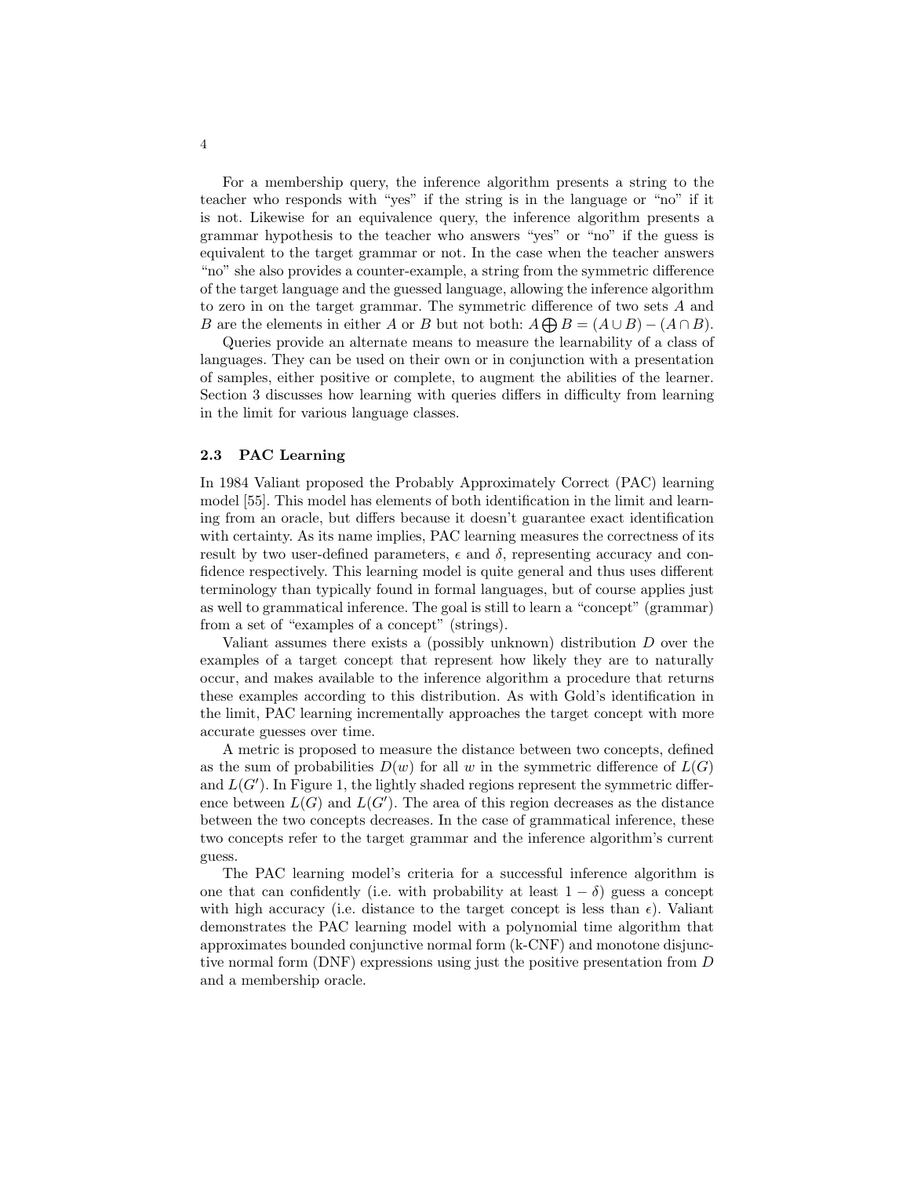For a membership query, the inference algorithm presents a string to the teacher who responds with "yes" if the string is in the language or "no" if it is not. Likewise for an equivalence query, the inference algorithm presents a grammar hypothesis to the teacher who answers "yes" or "no" if the guess is equivalent to the target grammar or not. In the case when the teacher answers "no" she also provides a counter-example, a string from the symmetric difference of the target language and the guessed language, allowing the inference algorithm to zero in on the target grammar. The symmetric difference of two sets $A$ and $B$ are the elements in either $A$ or $B$ but not both: $A \bigoplus B = (A \cup B) - (A \cap B)$.

Queries provide an alternate means to measure the learnability of a class of languages. They can be used on their own or in conjunction with a presentation of samples, either positive or complete, to augment the abilities of the learner. Section 3 discusses how learning with queries differs in difficulty from learning in the limit for various language classes.

### 2.3 PAC Learning

In 1984 Valiant proposed the Probably Approximately Correct (PAC) learning model [55]. This model has elements of both identification in the limit and learning from an oracle, but differs because it doesn't guarantee exact identification with certainty. As its name implies, PAC learning measures the correctness of its result by two user-defined parameters, $\epsilon$ and $\delta$, representing accuracy and confidence respectively. This learning model is quite general and thus uses different terminology than typically found in formal languages, but of course applies just as well to grammatical inference. The goal is still to learn a "concept" (grammar) from a set of "examples of a concept" (strings).

Valiant assumes there exists a (possibly unknown) distribution $D$ over the examples of a target concept that represent how likely they are to naturally occur, and makes available to the inference algorithm a procedure that returns these examples according to this distribution. As with Gold's identification in the limit, PAC learning incrementally approaches the target concept with more accurate guesses over time.

A metric is proposed to measure the distance between two concepts, defined as the sum of probabilities $D(w)$ for all $w$ in the symmetric difference of $L(G)$ and $L(G')$. In Figure 1, the lightly shaded regions represent the symmetric difference between $L(G)$ and $L(G')$. The area of this region decreases as the distance between the two concepts decreases. In the case of grammatical inference, these two concepts refer to the target grammar and the inference algorithm's current guess.

The PAC learning model's criteria for a successful inference algorithm is one that can confidently (i.e. with probability at least $1 - \delta$) guess a concept with high accuracy (i.e. distance to the target concept is less than $\epsilon$). Valiant demonstrates the PAC learning model with a polynomial time algorithm that approximates bounded conjunctive normal form (k-CNF) and monotone disjunctive normal form (DNF) expressions using just the positive presentation from $D$ and a membership oracle.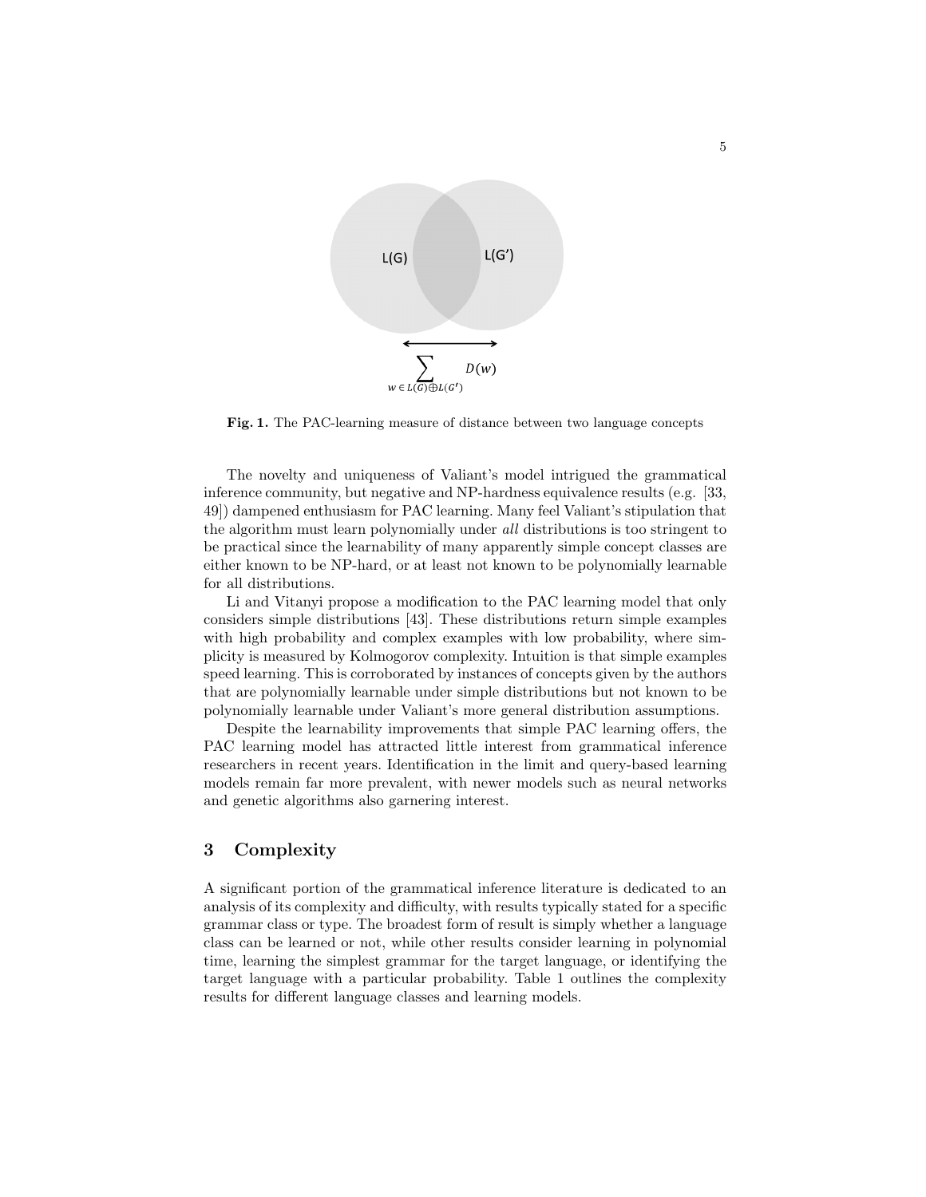**Fig. 1.** The PAC-learning measure of distance between two language concepts

The novelty and uniqueness of Valiant's model intrigued the grammatical inference community, but negative and NP-hardness equivalence results (e.g. [33, 49]) dampened enthusiasm for PAC learning. Many feel Valiant's stipulation that the algorithm must learn polynomially under *all* distributions is too stringent to be practical since the learnability of many apparently simple concept classes are either known to be NP-hard, or at least not known to be polynomially learnable for all distributions.

Li and Vitanyi propose a modification to the PAC learning model that only considers simple distributions [43]. These distributions return simple examples with high probability and complex examples with low probability, where simplicity is measured by Kolmogorov complexity. Intuition is that simple examples speed learning. This is corroborated by instances of concepts given by the authors that are polynomially learnable under simple distributions but not known to be polynomially learnable under Valiant's more general distribution assumptions.

Despite the learnability improvements that simple PAC learning offers, the PAC learning model has attracted little interest from grammatical inference researchers in recent years. Identification in the limit and query-based learning models remain far more prevalent, with newer models such as neural networks and genetic algorithms also garnering interest.

## 3 Complexity

A significant portion of the grammatical inference literature is dedicated to an analysis of its complexity and difficulty, with results typically stated for a specific grammar class or type. The broadest form of result is simply whether a language class can be learned or not, while other results consider learning in polynomial time, learning the simplest grammar for the target language, or identifying the target language with a particular probability. Table 1 outlines the complexity results for different language classes and learning models.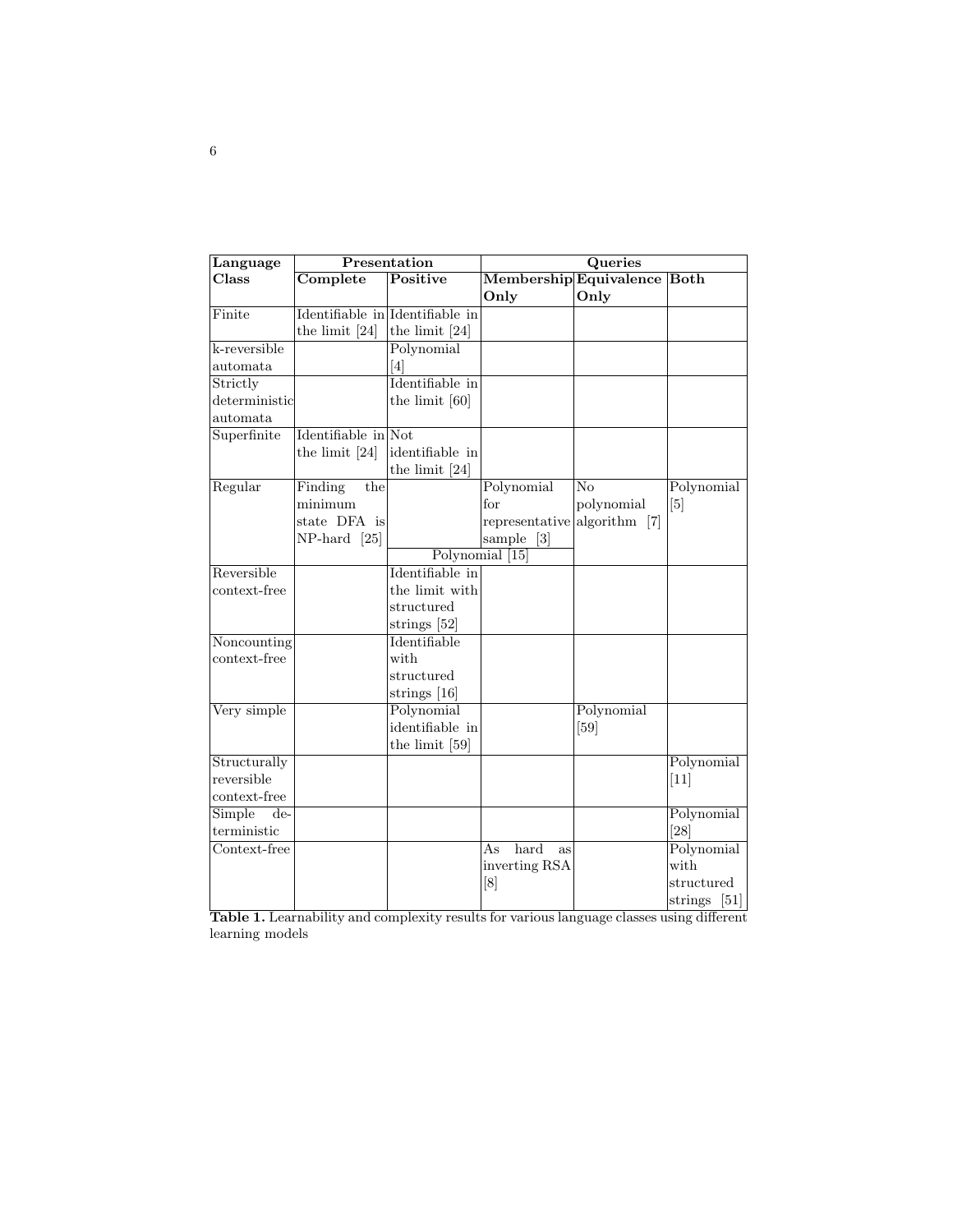| Language Class | Presentation | | Queries | | |
| --- | --- | --- | --- | --- | --- |
| | Complete | Positive | Membership Only | Equivalence Only | Both |
| Finite | Identifiable in the limit [24] | Identifiable in the limit [24] | | | |
| k-reversible automata | | Polynomial [4] | | | |
| Strictly deterministic automata | | Identifiable in the limit [60] | | | |
| Superfinite | Identifiable in the limit [24] | Not identifiable in the limit [24] | | | |
| Regular | Finding the minimum state DFA is NP-hard [25] | Polynomial [15] | Polynomial for representative sample [3]; Polynomial [15] | No polynomial algorithm [7] | Polynomial [5] |
| Reversible context-free | | Identifiable in the limit with structured strings [52] | | | |
| Noncounting context-free | | Identifiable with structured strings [16] | | | |
| Very simple | | Polynomial identifiable in the limit [59] | | Polynomial [59] | |
| Structurally reversible context-free | | | | | Polynomial [11] |
| Simple deterministic | | | | | Polynomial [28] |
| Context-free | | | As hard as inverting RSA [8] | | Polynomial with structured strings [51] |

**Table 1.** Learnability and complexity results for various language classes using different learning models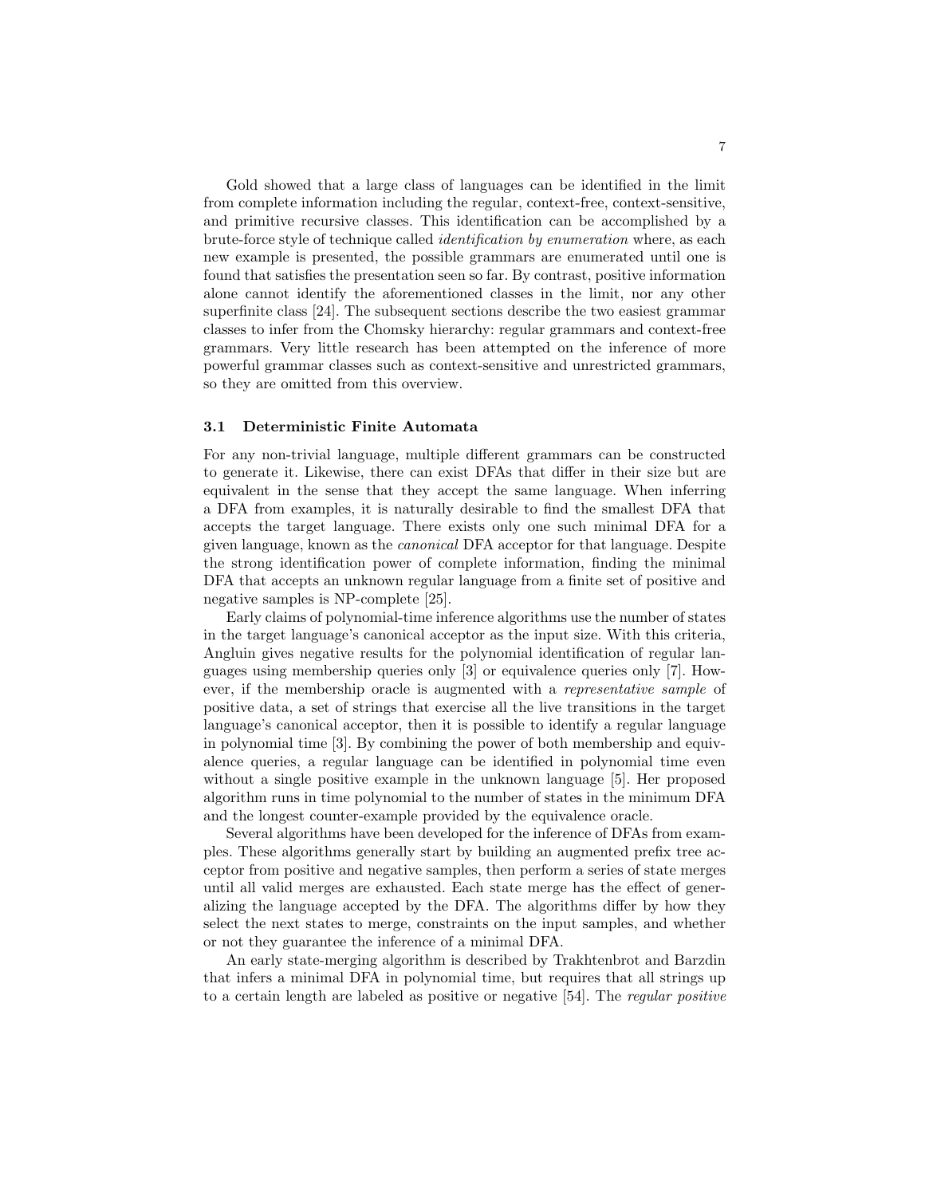Gold showed that a large class of languages can be identified in the limit from complete information including the regular, context-free, context-sensitive, and primitive recursive classes. This identification can be accomplished by a brute-force style of technique called *identification by enumeration* where, as each new example is presented, the possible grammars are enumerated until one is found that satisfies the presentation seen so far. By contrast, positive information alone cannot identify the aforementioned classes in the limit, nor any other superfinite class [24]. The subsequent sections describe the two easiest grammar classes to infer from the Chomsky hierarchy: regular grammars and context-free grammars. Very little research has been attempted on the inference of more powerful grammar classes such as context-sensitive and unrestricted grammars, so they are omitted from this overview.

### 3.1 Deterministic Finite Automata

For any non-trivial language, multiple different grammars can be constructed to generate it. Likewise, there can exist DFAs that differ in their size but are equivalent in the sense that they accept the same language. When inferring a DFA from examples, it is naturally desirable to find the smallest DFA that accepts the target language. There exists only one such minimal DFA for a given language, known as the *canonical* DFA acceptor for that language. Despite the strong identification power of complete information, finding the minimal DFA that accepts an unknown regular language from a finite set of positive and negative samples is NP-complete [25].

Early claims of polynomial-time inference algorithms use the number of states in the target language's canonical acceptor as the input size. With this criteria, Angluin gives negative results for the polynomial identification of regular languages using membership queries only [3] or equivalence queries only [7]. However, if the membership oracle is augmented with a *representative sample* of positive data, a set of strings that exercise all the live transitions in the target language's canonical acceptor, then it is possible to identify a regular language in polynomial time [3]. By combining the power of both membership and equivalence queries, a regular language can be identified in polynomial time even without a single positive example in the unknown language [5]. Her proposed algorithm runs in time polynomial to the number of states in the minimum DFA and the longest counter-example provided by the equivalence oracle.

Several algorithms have been developed for the inference of DFAs from examples. These algorithms generally start by building an augmented prefix tree acceptor from positive and negative samples, then perform a series of state merges until all valid merges are exhausted. Each state merge has the effect of generalizing the language accepted by the DFA. The algorithms differ by how they select the next states to merge, constraints on the input samples, and whether or not they guarantee the inference of a minimal DFA.

An early state-merging algorithm is described by Trakhtenbrot and Barzdin that infers a minimal DFA in polynomial time, but requires that all strings up to a certain length are labeled as positive or negative [54]. The *regular positive*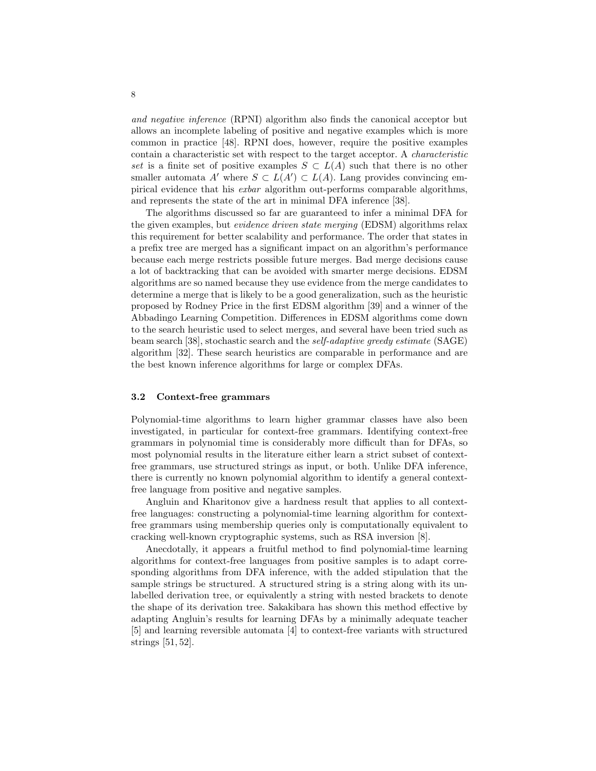*and negative inference* (RPNI) algorithm also finds the canonical acceptor but allows an incomplete labeling of positive and negative examples which is more common in practice [48]. RPNI does, however, require the positive examples contain a characteristic set with respect to the target acceptor. A *characteristic set* is a finite set of positive examples $S \subset L(A)$ such that there is no other smaller automata $A'$ where $S \subset L(A') \subset L(A)$. Lang provides convincing empirical evidence that his *exbar* algorithm out-performs comparable algorithms, and represents the state of the art in minimal DFA inference [38].

The algorithms discussed so far are guaranteed to infer a minimal DFA for the given examples, but *evidence driven state merging* (EDSM) algorithms relax this requirement for better scalability and performance. The order that states in a prefix tree are merged has a significant impact on an algorithm's performance because each merge restricts possible future merges. Bad merge decisions cause a lot of backtracking that can be avoided with smarter merge decisions. EDSM algorithms are so named because they use evidence from the merge candidates to determine a merge that is likely to be a good generalization, such as the heuristic proposed by Rodney Price in the first EDSM algorithm [39] and a winner of the Abbadingo Learning Competition. Differences in EDSM algorithms come down to the search heuristic used to select merges, and several have been tried such as beam search [38], stochastic search and the *self-adaptive greedy estimate* (SAGE) algorithm [32]. These search heuristics are comparable in performance and are the best known inference algorithms for large or complex DFAs.

### 3.2 Context-free grammars

Polynomial-time algorithms to learn higher grammar classes have also been investigated, in particular for context-free grammars. Identifying context-free grammars in polynomial time is considerably more difficult than for DFAs, so most polynomial results in the literature either learn a strict subset of context-free grammars, use structured strings as input, or both. Unlike DFA inference, there is currently no known polynomial algorithm to identify a general context-free language from positive and negative samples.

Angluin and Kharitonov give a hardness result that applies to all context-free languages: constructing a polynomial-time learning algorithm for context-free grammars using membership queries only is computationally equivalent to cracking well-known cryptographic systems, such as RSA inversion [8].

Anecdotally, it appears a fruitful method to find polynomial-time learning algorithms for context-free languages from positive samples is to adapt corresponding algorithms from DFA inference, with the added stipulation that the sample strings be structured. A structured string is a string along with its unlabelled derivation tree, or equivalently a string with nested brackets to denote the shape of its derivation tree. Sakakibara has shown this method effective by adapting Angluin's results for learning DFAs by a minimally adequate teacher [5] and learning reversible automata [4] to context-free variants with structured strings [51, 52].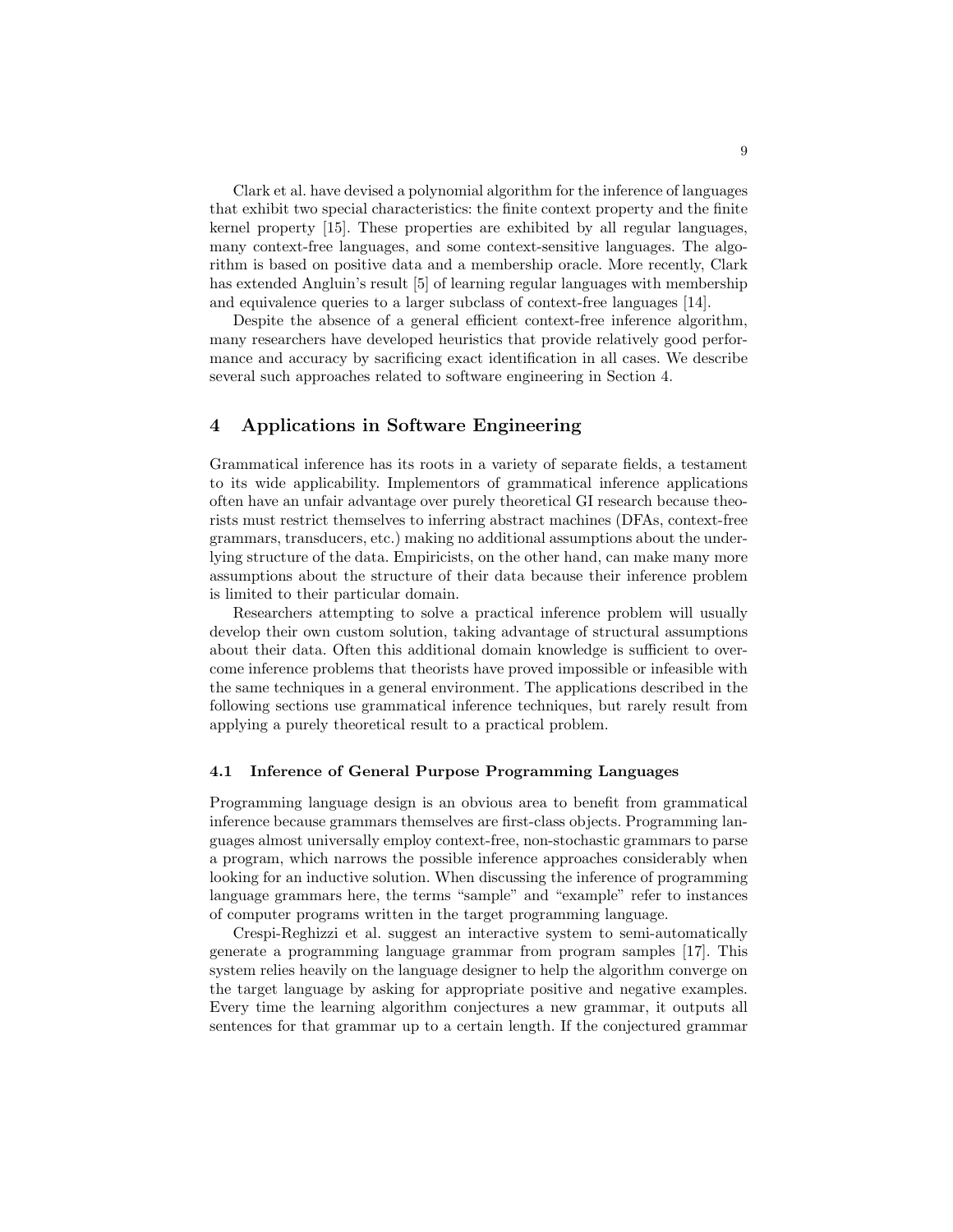Clark et al. have devised a polynomial algorithm for the inference of languages that exhibit two special characteristics: the finite context property and the finite kernel property [15]. These properties are exhibited by all regular languages, many context-free languages, and some context-sensitive languages. The algorithm is based on positive data and a membership oracle. More recently, Clark has extended Angluin's result [5] of learning regular languages with membership and equivalence queries to a larger subclass of context-free languages [14].

Despite the absence of a general efficient context-free inference algorithm, many researchers have developed heuristics that provide relatively good performance and accuracy by sacrificing exact identification in all cases. We describe several such approaches related to software engineering in Section 4.

## 4 Applications in Software Engineering

Grammatical inference has its roots in a variety of separate fields, a testament to its wide applicability. Implementors of grammatical inference applications often have an unfair advantage over purely theoretical GI research because theorists must restrict themselves to inferring abstract machines (DFAs, context-free grammars, transducers, etc.) making no additional assumptions about the underlying structure of the data. Empiricists, on the other hand, can make many more assumptions about the structure of their data because their inference problem is limited to their particular domain.

Researchers attempting to solve a practical inference problem will usually develop their own custom solution, taking advantage of structural assumptions about their data. Often this additional domain knowledge is sufficient to overcome inference problems that theorists have proved impossible or infeasible with the same techniques in a general environment. The applications described in the following sections use grammatical inference techniques, but rarely result from applying a purely theoretical result to a practical problem.

### 4.1 Inference of General Purpose Programming Languages

Programming language design is an obvious area to benefit from grammatical inference because grammars themselves are first-class objects. Programming languages almost universally employ context-free, non-stochastic grammars to parse a program, which narrows the possible inference approaches considerably when looking for an inductive solution. When discussing the inference of programming language grammars here, the terms "sample" and "example" refer to instances of computer programs written in the target programming language.

Crespi-Reghizzi et al. suggest an interactive system to semi-automatically generate a programming language grammar from program samples [17]. This system relies heavily on the language designer to help the algorithm converge on the target language by asking for appropriate positive and negative examples. Every time the learning algorithm conjectures a new grammar, it outputs all sentences for that grammar up to a certain length. If the conjectured grammar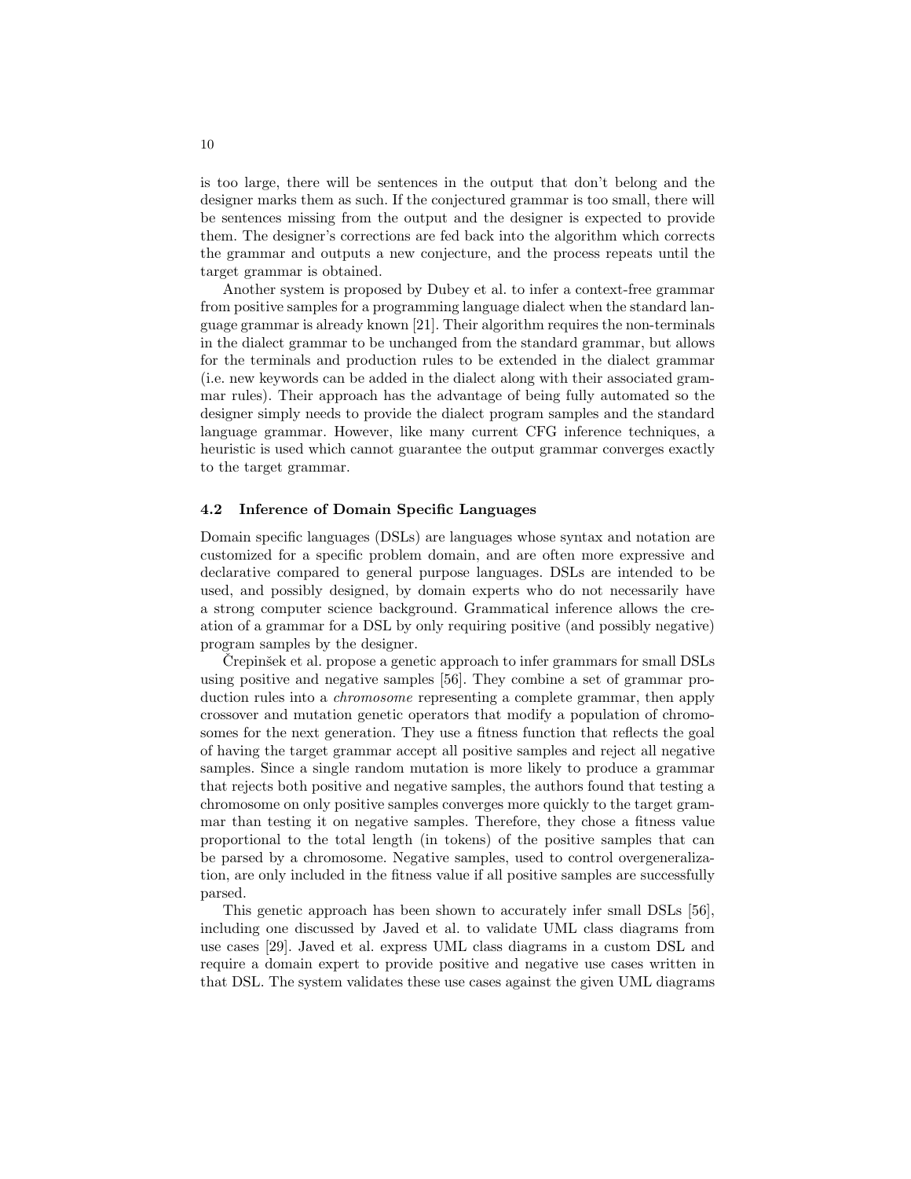is too large, there will be sentences in the output that don't belong and the designer marks them as such. If the conjectured grammar is too small, there will be sentences missing from the output and the designer is expected to provide them. The designer's corrections are fed back into the algorithm which corrects the grammar and outputs a new conjecture, and the process repeats until the target grammar is obtained.

Another system is proposed by Dubey et al. to infer a context-free grammar from positive samples for a programming language dialect when the standard language grammar is already known [21]. Their algorithm requires the non-terminals in the dialect grammar to be unchanged from the standard grammar, but allows for the terminals and production rules to be extended in the dialect grammar (i.e. new keywords can be added in the dialect along with their associated grammar rules). Their approach has the advantage of being fully automated so the designer simply needs to provide the dialect program samples and the standard language grammar. However, like many current CFG inference techniques, a heuristic is used which cannot guarantee the output grammar converges exactly to the target grammar.

### 4.2 Inference of Domain Specific Languages

Domain specific languages (DSLs) are languages whose syntax and notation are customized for a specific problem domain, and are often more expressive and declarative compared to general purpose languages. DSLs are intended to be used, and possibly designed, by domain experts who do not necessarily have a strong computer science background. Grammatical inference allows the creation of a grammar for a DSL by only requiring positive (and possibly negative) program samples by the designer.

Črepinšek et al. propose a genetic approach to infer grammars for small DSLs using positive and negative samples [56]. They combine a set of grammar production rules into a *chromosome* representing a complete grammar, then apply crossover and mutation genetic operators that modify a population of chromosomes for the next generation. They use a fitness function that reflects the goal of having the target grammar accept all positive samples and reject all negative samples. Since a single random mutation is more likely to produce a grammar that rejects both positive and negative samples, the authors found that testing a chromosome on only positive samples converges more quickly to the target grammar than testing it on negative samples. Therefore, they chose a fitness value proportional to the total length (in tokens) of the positive samples that can be parsed by a chromosome. Negative samples, used to control overgeneralization, are only included in the fitness value if all positive samples are successfully parsed.

This genetic approach has been shown to accurately infer small DSLs [56], including one discussed by Javed et al. to validate UML class diagrams from use cases [29]. Javed et al. express UML class diagrams in a custom DSL and require a domain expert to provide positive and negative use cases written in that DSL. The system validates these use cases against the given UML diagrams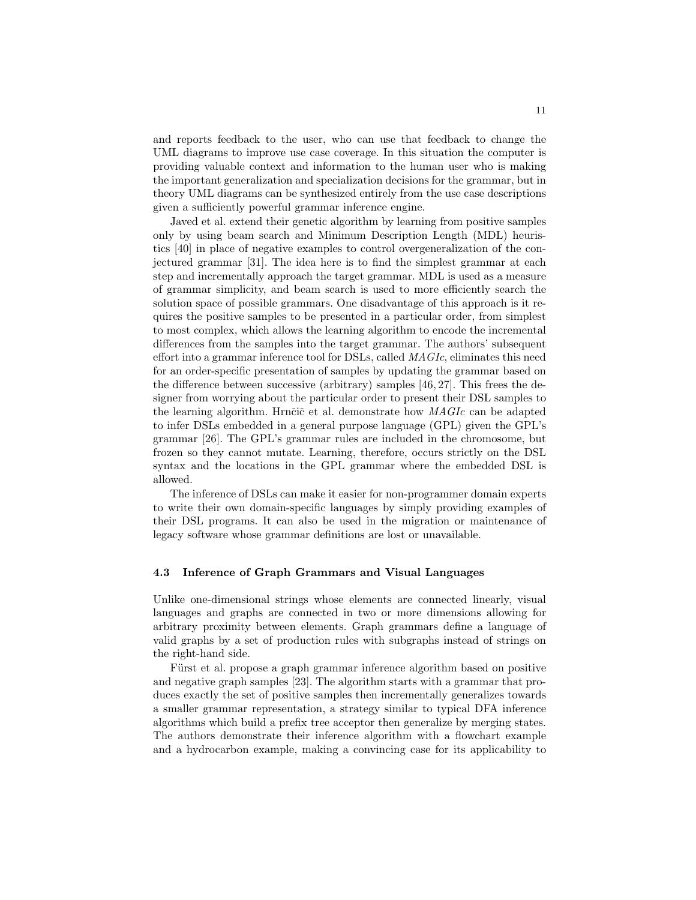and reports feedback to the user, who can use that feedback to change the UML diagrams to improve use case coverage. In this situation the computer is providing valuable context and information to the human user who is making the important generalization and specialization decisions for the grammar, but in theory UML diagrams can be synthesized entirely from the use case descriptions given a sufficiently powerful grammar inference engine.

Javed et al. extend their genetic algorithm by learning from positive samples only by using beam search and Minimum Description Length (MDL) heuristics [40] in place of negative examples to control overgeneralization of the conjectured grammar [31]. The idea here is to find the simplest grammar at each step and incrementally approach the target grammar. MDL is used as a measure of grammar simplicity, and beam search is used to more efficiently search the solution space of possible grammars. One disadvantage of this approach is it requires the positive samples to be presented in a particular order, from simplest to most complex, which allows the learning algorithm to encode the incremental differences from the samples into the target grammar. The authors' subsequent effort into a grammar inference tool for DSLs, called *MAGIc*, eliminates this need for an order-specific presentation of samples by updating the grammar based on the difference between successive (arbitrary) samples [46, 27]. This frees the designer from worrying about the particular order to present their DSL samples to the learning algorithm. Hrnčič et al. demonstrate how *MAGIc* can be adapted to infer DSLs embedded in a general purpose language (GPL) given the GPL's grammar [26]. The GPL's grammar rules are included in the chromosome, but frozen so they cannot mutate. Learning, therefore, occurs strictly on the DSL syntax and the locations in the GPL grammar where the embedded DSL is allowed.

The inference of DSLs can make it easier for non-programmer domain experts to write their own domain-specific languages by simply providing examples of their DSL programs. It can also be used in the migration or maintenance of legacy software whose grammar definitions are lost or unavailable.

### 4.3 Inference of Graph Grammars and Visual Languages

Unlike one-dimensional strings whose elements are connected linearly, visual languages and graphs are connected in two or more dimensions allowing for arbitrary proximity between elements. Graph grammars define a language of valid graphs by a set of production rules with subgraphs instead of strings on the right-hand side.

Fürst et al. propose a graph grammar inference algorithm based on positive and negative graph samples [23]. The algorithm starts with a grammar that produces exactly the set of positive samples then incrementally generalizes towards a smaller grammar representation, a strategy similar to typical DFA inference algorithms which build a prefix tree acceptor then generalize by merging states. The authors demonstrate their inference algorithm with a flowchart example and a hydrocarbon example, making a convincing case for its applicability to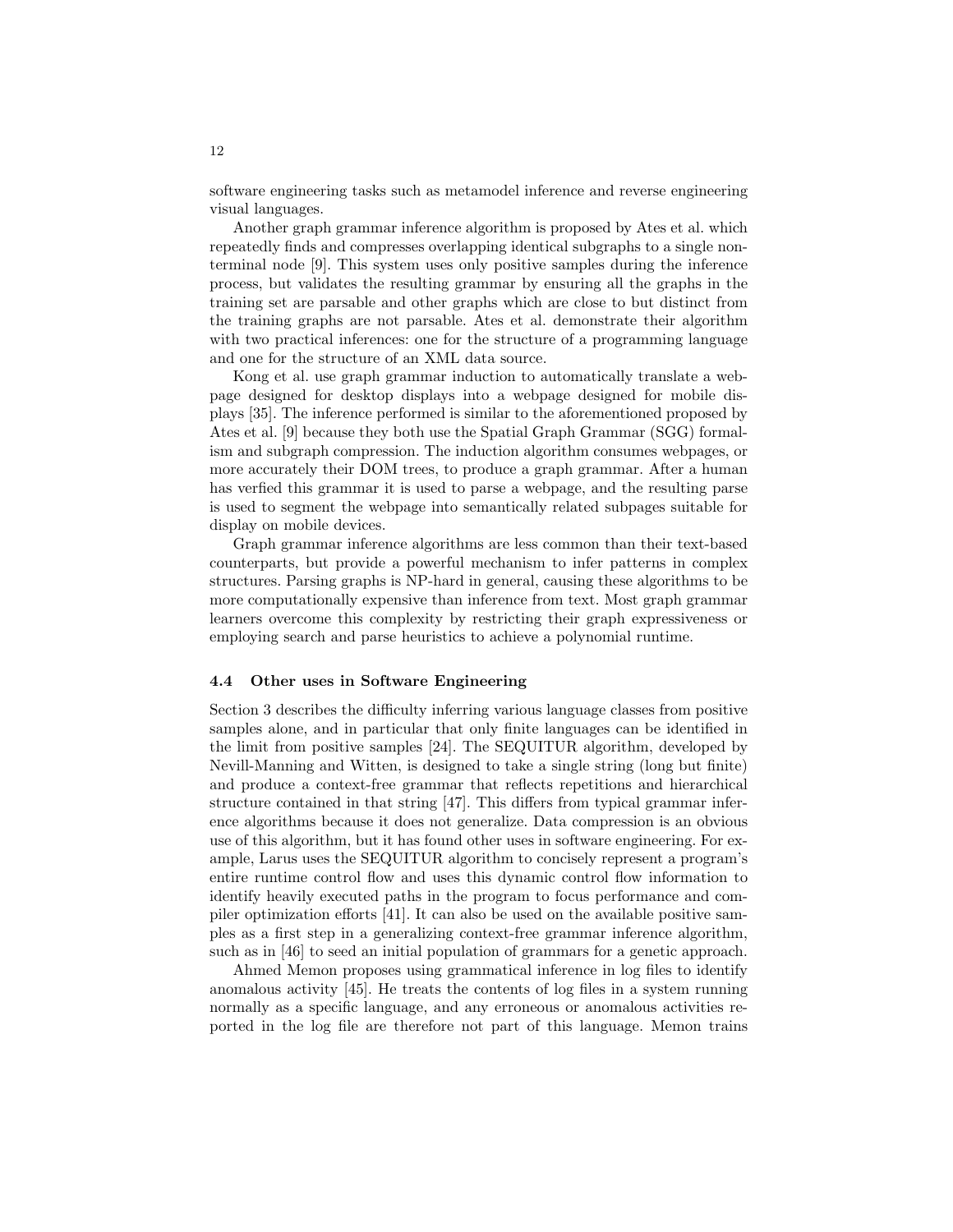software engineering tasks such as metamodel inference and reverse engineering visual languages.

Another graph grammar inference algorithm is proposed by Ates et al. which repeatedly finds and compresses overlapping identical subgraphs to a single nonterminal node [9]. This system uses only positive samples during the inference process, but validates the resulting grammar by ensuring all the graphs in the training set are parsable and other graphs which are close to but distinct from the training graphs are not parsable. Ates et al. demonstrate their algorithm with two practical inferences: one for the structure of a programming language and one for the structure of an XML data source.

Kong et al. use graph grammar induction to automatically translate a webpage designed for desktop displays into a webpage designed for mobile displays [35]. The inference performed is similar to the aforementioned proposed by Ates et al. [9] because they both use the Spatial Graph Grammar (SGG) formalism and subgraph compression. The induction algorithm consumes webpages, or more accurately their DOM trees, to produce a graph grammar. After a human has verfied this grammar it is used to parse a webpage, and the resulting parse is used to segment the webpage into semantically related subpages suitable for display on mobile devices.

Graph grammar inference algorithms are less common than their text-based counterparts, but provide a powerful mechanism to infer patterns in complex structures. Parsing graphs is NP-hard in general, causing these algorithms to be more computationally expensive than inference from text. Most graph grammar learners overcome this complexity by restricting their graph expressiveness or employing search and parse heuristics to achieve a polynomial runtime.

### 4.4 Other uses in Software Engineering

Section 3 describes the difficulty inferring various language classes from positive samples alone, and in particular that only finite languages can be identified in the limit from positive samples [24]. The SEQUITUR algorithm, developed by Nevill-Manning and Witten, is designed to take a single string (long but finite) and produce a context-free grammar that reflects repetitions and hierarchical structure contained in that string [47]. This differs from typical grammar inference algorithms because it does not generalize. Data compression is an obvious use of this algorithm, but it has found other uses in software engineering. For example, Larus uses the SEQUITUR algorithm to concisely represent a program's entire runtime control flow and uses this dynamic control flow information to identify heavily executed paths in the program to focus performance and compiler optimization efforts [41]. It can also be used on the available positive samples as a first step in a generalizing context-free grammar inference algorithm, such as in [46] to seed an initial population of grammars for a genetic approach.

Ahmed Memon proposes using grammatical inference in log files to identify anomalous activity [45]. He treats the contents of log files in a system running normally as a specific language, and any erroneous or anomalous activities reported in the log file are therefore not part of this language. Memon trains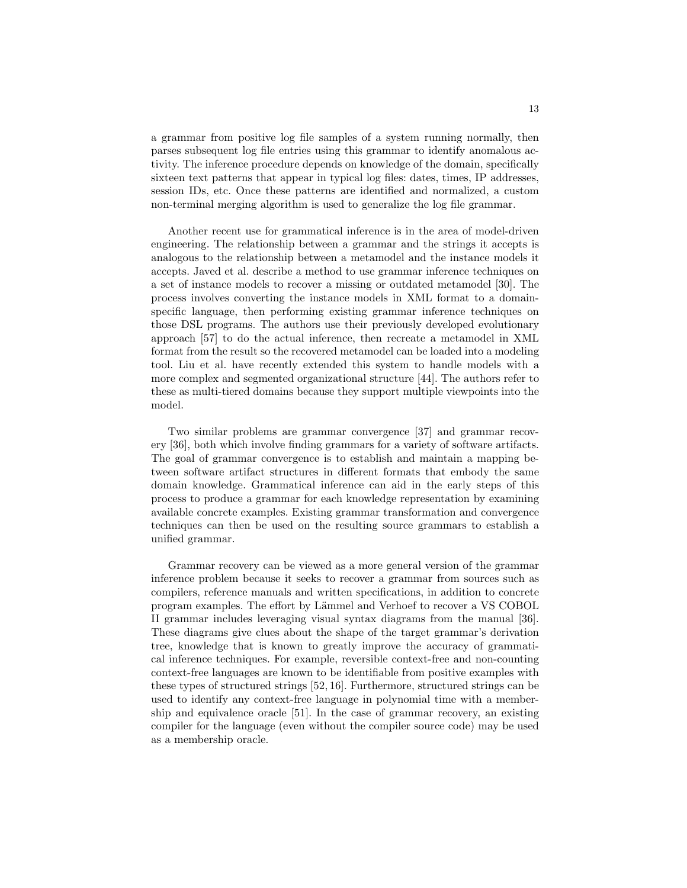a grammar from positive log file samples of a system running normally, then parses subsequent log file entries using this grammar to identify anomalous activity. The inference procedure depends on knowledge of the domain, specifically sixteen text patterns that appear in typical log files: dates, times, IP addresses, session IDs, etc. Once these patterns are identified and normalized, a custom non-terminal merging algorithm is used to generalize the log file grammar.

Another recent use for grammatical inference is in the area of model-driven engineering. The relationship between a grammar and the strings it accepts is analogous to the relationship between a metamodel and the instance models it accepts. Javed et al. describe a method to use grammar inference techniques on a set of instance models to recover a missing or outdated metamodel [30]. The process involves converting the instance models in XML format to a domain-specific language, then performing existing grammar inference techniques on those DSL programs. The authors use their previously developed evolutionary approach [57] to do the actual inference, then recreate a metamodel in XML format from the result so the recovered metamodel can be loaded into a modeling tool. Liu et al. have recently extended this system to handle models with a more complex and segmented organizational structure [44]. The authors refer to these as multi-tiered domains because they support multiple viewpoints into the model.

Two similar problems are grammar convergence [37] and grammar recovery [36], both which involve finding grammars for a variety of software artifacts. The goal of grammar convergence is to establish and maintain a mapping between software artifact structures in different formats that embody the same domain knowledge. Grammatical inference can aid in the early steps of this process to produce a grammar for each knowledge representation by examining available concrete examples. Existing grammar transformation and convergence techniques can then be used on the resulting source grammars to establish a unified grammar.

Grammar recovery can be viewed as a more general version of the grammar inference problem because it seeks to recover a grammar from sources such as compilers, reference manuals and written specifications, in addition to concrete program examples. The effort by Lämmel and Verhoef to recover a VS COBOL II grammar includes leveraging visual syntax diagrams from the manual [36]. These diagrams give clues about the shape of the target grammar's derivation tree, knowledge that is known to greatly improve the accuracy of grammatical inference techniques. For example, reversible context-free and non-counting context-free languages are known to be identifiable from positive examples with these types of structured strings [52, 16]. Furthermore, structured strings can be used to identify any context-free language in polynomial time with a membership and equivalence oracle [51]. In the case of grammar recovery, an existing compiler for the language (even without the compiler source code) may be used as a membership oracle.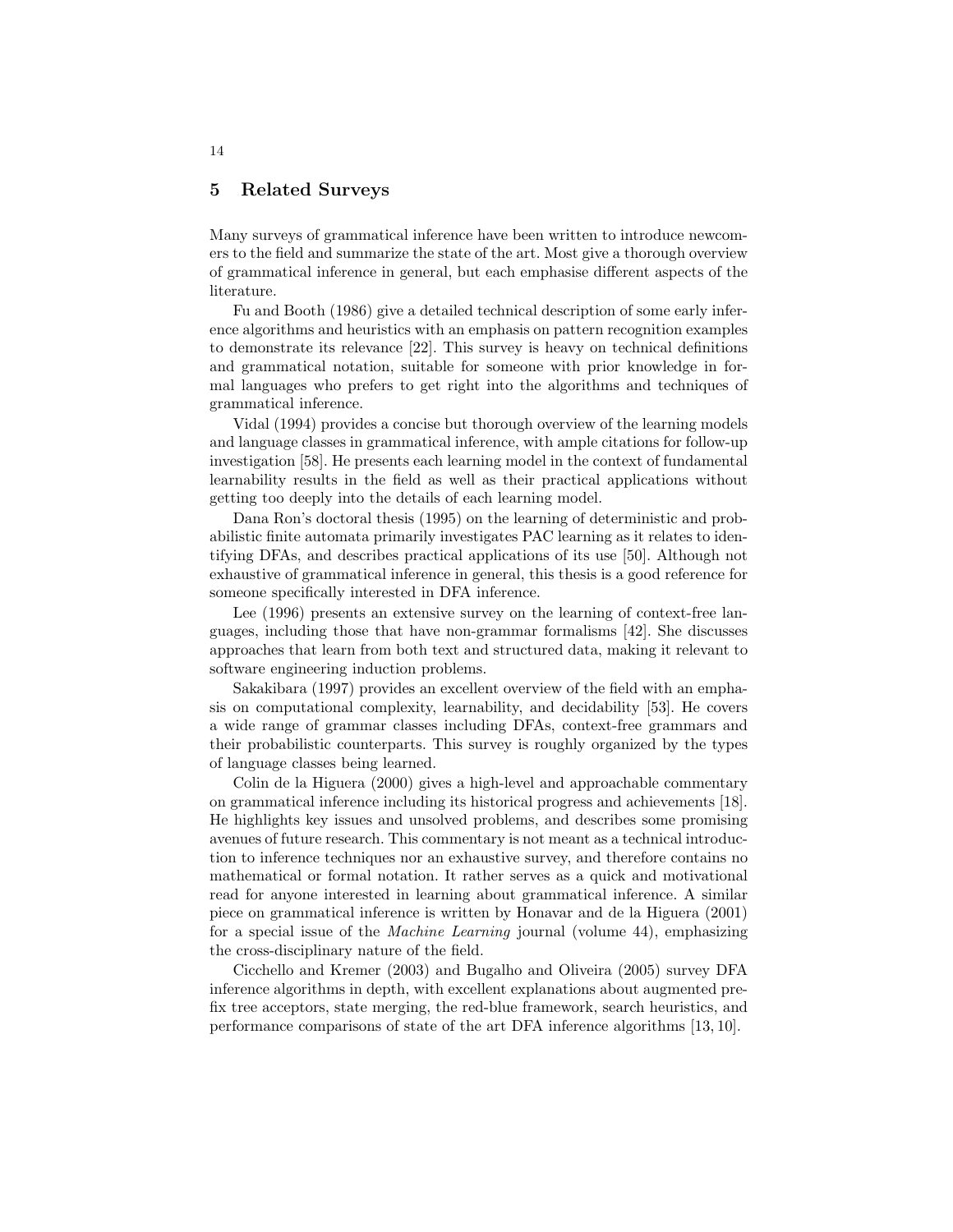## 5 Related Surveys

Many surveys of grammatical inference have been written to introduce newcomers to the field and summarize the state of the art. Most give a thorough overview of grammatical inference in general, but each emphasise different aspects of the literature.

Fu and Booth (1986) give a detailed technical description of some early inference algorithms and heuristics with an emphasis on pattern recognition examples to demonstrate its relevance [22]. This survey is heavy on technical definitions and grammatical notation, suitable for someone with prior knowledge in formal languages who prefers to get right into the algorithms and techniques of grammatical inference.

Vidal (1994) provides a concise but thorough overview of the learning models and language classes in grammatical inference, with ample citations for follow-up investigation [58]. He presents each learning model in the context of fundamental learnability results in the field as well as their practical applications without getting too deeply into the details of each learning model.

Dana Ron's doctoral thesis (1995) on the learning of deterministic and probabilistic finite automata primarily investigates PAC learning as it relates to identifying DFAs, and describes practical applications of its use [50]. Although not exhaustive of grammatical inference in general, this thesis is a good reference for someone specifically interested in DFA inference.

Lee (1996) presents an extensive survey on the learning of context-free languages, including those that have non-grammar formalisms [42]. She discusses approaches that learn from both text and structured data, making it relevant to software engineering induction problems.

Sakakibara (1997) provides an excellent overview of the field with an emphasis on computational complexity, learnability, and decidability [53]. He covers a wide range of grammar classes including DFAs, context-free grammars and their probabilistic counterparts. This survey is roughly organized by the types of language classes being learned.

Colin de la Higuera (2000) gives a high-level and approachable commentary on grammatical inference including its historical progress and achievements [18]. He highlights key issues and unsolved problems, and describes some promising avenues of future research. This commentary is not meant as a technical introduction to inference techniques nor an exhaustive survey, and therefore contains no mathematical or formal notation. It rather serves as a quick and motivational read for anyone interested in learning about grammatical inference. A similar piece on grammatical inference is written by Honavar and de la Higuera (2001) for a special issue of the *Machine Learning* journal (volume 44), emphasizing the cross-disciplinary nature of the field.

Cicchello and Kremer (2003) and Bugalho and Oliveira (2005) survey DFA inference algorithms in depth, with excellent explanations about augmented prefix tree acceptors, state merging, the red-blue framework, search heuristics, and performance comparisons of state of the art DFA inference algorithms [13, 10].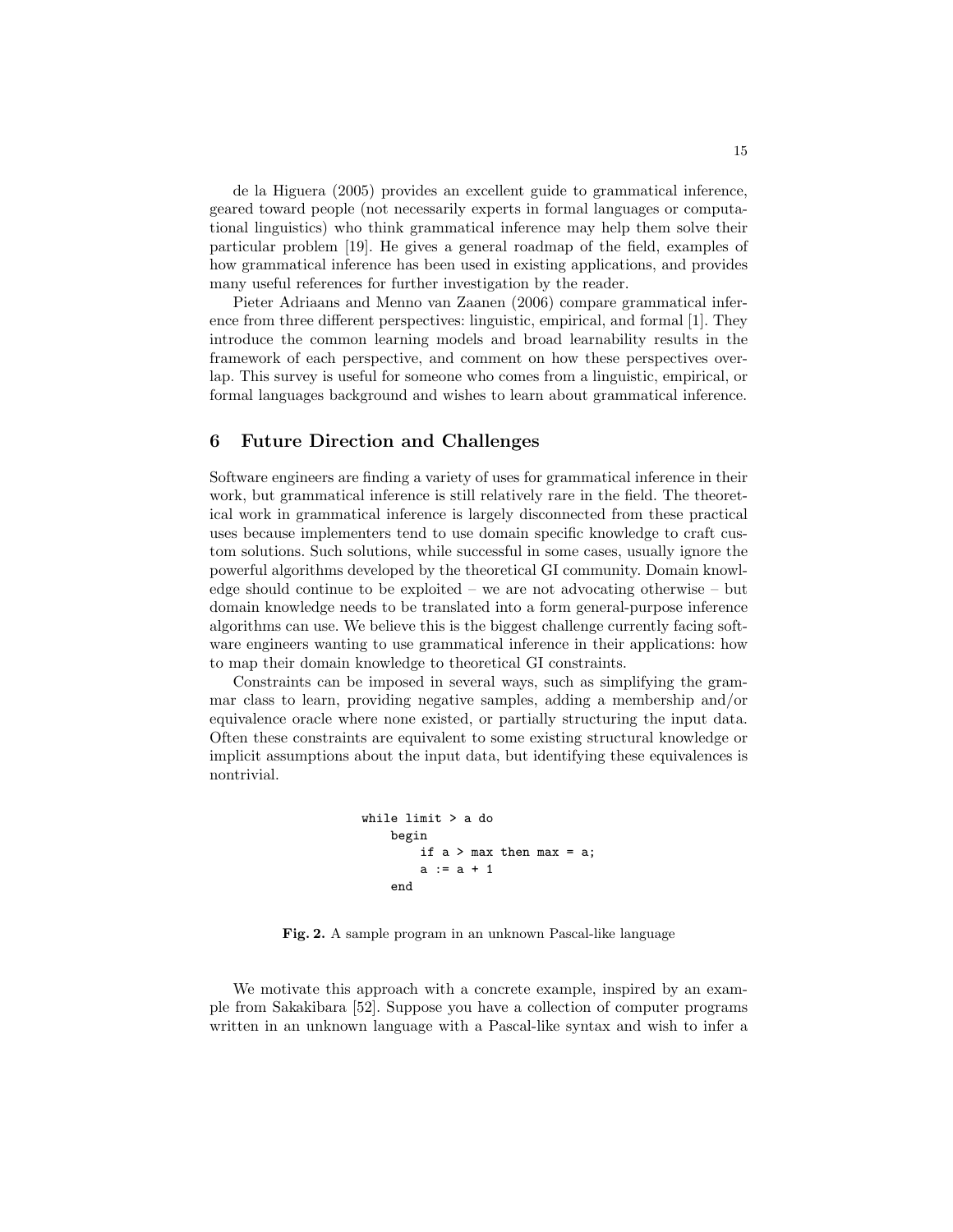de la Higuera (2005) provides an excellent guide to grammatical inference, geared toward people (not necessarily experts in formal languages or computational linguistics) who think grammatical inference may help them solve their particular problem [19]. He gives a general roadmap of the field, examples of how grammatical inference has been used in existing applications, and provides many useful references for further investigation by the reader.

Pieter Adriaans and Menno van Zaanen (2006) compare grammatical inference from three different perspectives: linguistic, empirical, and formal [1]. They introduce the common learning models and broad learnability results in the framework of each perspective, and comment on how these perspectives overlap. This survey is useful for someone who comes from a linguistic, empirical, or formal languages background and wishes to learn about grammatical inference.

## 6 Future Direction and Challenges

Software engineers are finding a variety of uses for grammatical inference in their work, but grammatical inference is still relatively rare in the field. The theoretical work in grammatical inference is largely disconnected from these practical uses because implementers tend to use domain specific knowledge to craft custom solutions. Such solutions, while successful in some cases, usually ignore the powerful algorithms developed by the theoretical GI community. Domain knowledge should continue to be exploited – we are not advocating otherwise – but domain knowledge needs to be translated into a form general-purpose inference algorithms can use. We believe this is the biggest challenge currently facing software engineers wanting to use grammatical inference in their applications: how to map their domain knowledge to theoretical GI constraints.

Constraints can be imposed in several ways, such as simplifying the grammar class to learn, providing negative samples, adding a membership and/or equivalence oracle where none existed, or partially structuring the input data. Often these constraints are equivalent to some existing structural knowledge or implicit assumptions about the input data, but identifying these equivalences is nontrivial.

```
while limit > a do
    begin
        if a > max then max = a;
        a := a + 1
    end
```

**Fig. 2.** A sample program in an unknown Pascal-like language

We motivate this approach with a concrete example, inspired by an example from Sakakibara [52]. Suppose you have a collection of computer programs written in an unknown language with a Pascal-like syntax and wish to infer a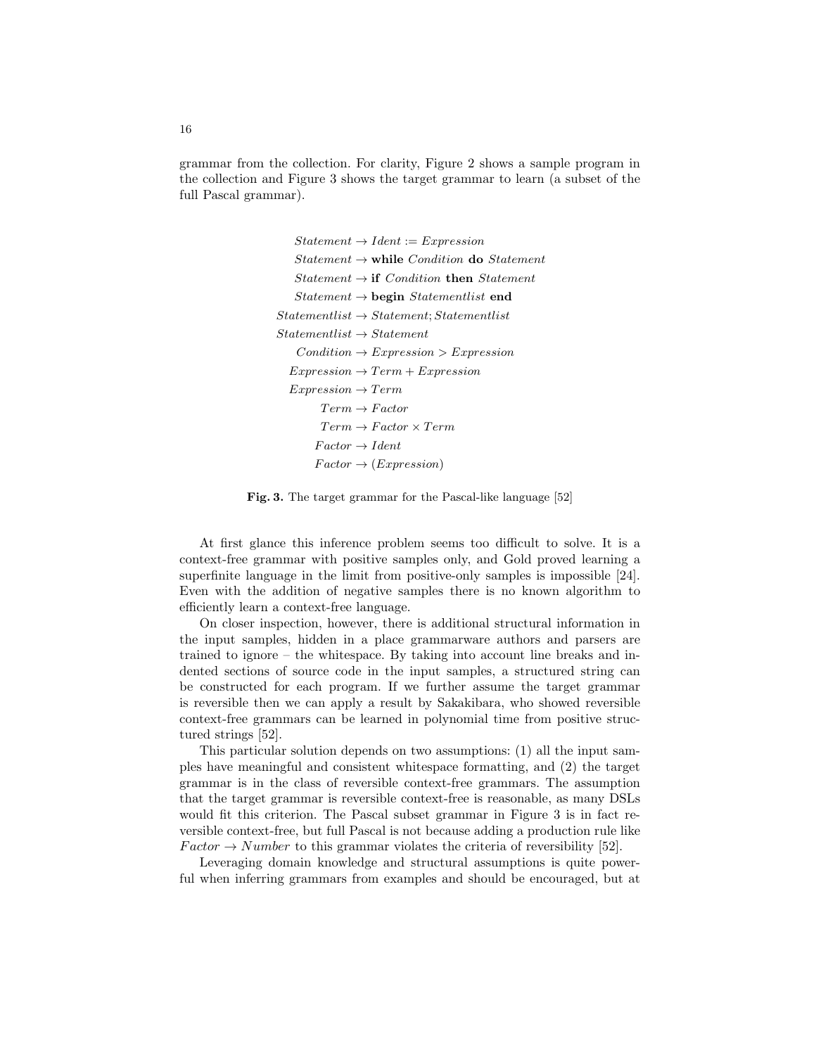grammar from the collection. For clarity, Figure 2 shows a sample program in the collection and Figure 3 shows the target grammar to learn (a subset of the full Pascal grammar).

$$
\begin{aligned}
Statement &\rightarrow Ident := Expression \\
Statement &\rightarrow \textbf{while}\ Condition\ \textbf{do}\ Statement \\
Statement &\rightarrow \textbf{if}\ Condition\ \textbf{then}\ Statement \\
Statement &\rightarrow \textbf{begin}\ Statementlist\ \textbf{end} \\
Statementlist &\rightarrow Statement; Statementlist \\
Statementlist &\rightarrow Statement \\
Condition &\rightarrow Expression > Expression \\
Expression &\rightarrow Term + Expression \\
Expression &\rightarrow Term \\
Term &\rightarrow Factor \\
Term &\rightarrow Factor \times Term \\
Factor &\rightarrow Ident \\
Factor &\rightarrow (Expression)
\end{aligned}
$$

**Fig. 3.** The target grammar for the Pascal-like language [52]

At first glance this inference problem seems too difficult to solve. It is a context-free grammar with positive samples only, and Gold proved learning a superfinite language in the limit from positive-only samples is impossible [24]. Even with the addition of negative samples there is no known algorithm to efficiently learn a context-free language.

On closer inspection, however, there is additional structural information in the input samples, hidden in a place grammarware authors and parsers are trained to ignore – the whitespace. By taking into account line breaks and indented sections of source code in the input samples, a structured string can be constructed for each program. If we further assume the target grammar is reversible then we can apply a result by Sakakibara, who showed reversible context-free grammars can be learned in polynomial time from positive structured strings [52].

This particular solution depends on two assumptions: (1) all the input samples have meaningful and consistent whitespace formatting, and (2) the target grammar is in the class of reversible context-free grammars. The assumption that the target grammar is reversible context-free is reasonable, as many DSLs would fit this criterion. The Pascal subset grammar in Figure 3 is in fact reversible context-free, but full Pascal is not because adding a production rule like $Factor \rightarrow Number$ to this grammar violates the criteria of reversibility [52].

Leveraging domain knowledge and structural assumptions is quite powerful when inferring grammars from examples and should be encouraged, but at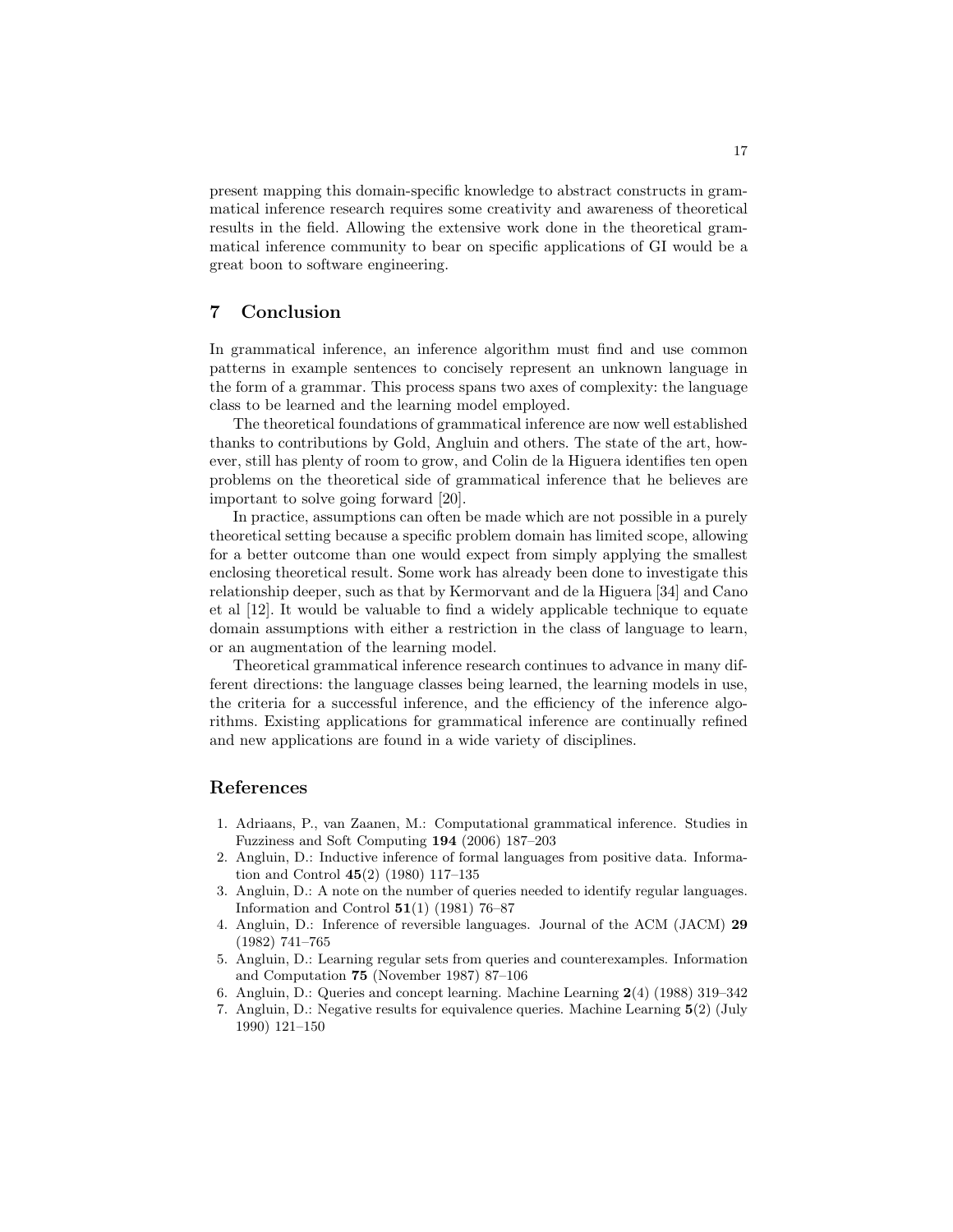present mapping this domain-specific knowledge to abstract constructs in grammatical inference research requires some creativity and awareness of theoretical results in the field. Allowing the extensive work done in the theoretical grammatical inference community to bear on specific applications of GI would be a great boon to software engineering.

## 7 Conclusion

In grammatical inference, an inference algorithm must find and use common patterns in example sentences to concisely represent an unknown language in the form of a grammar. This process spans two axes of complexity: the language class to be learned and the learning model employed.

The theoretical foundations of grammatical inference are now well established thanks to contributions by Gold, Angluin and others. The state of the art, however, still has plenty of room to grow, and Colin de la Higuera identifies ten open problems on the theoretical side of grammatical inference that he believes are important to solve going forward [20].

In practice, assumptions can often be made which are not possible in a purely theoretical setting because a specific problem domain has limited scope, allowing for a better outcome than one would expect from simply applying the smallest enclosing theoretical result. Some work has already been done to investigate this relationship deeper, such as that by Kermorvant and de la Higuera [34] and Cano et al [12]. It would be valuable to find a widely applicable technique to equate domain assumptions with either a restriction in the class of language to learn, or an augmentation of the learning model.

Theoretical grammatical inference research continues to advance in many different directions: the language classes being learned, the learning models in use, the criteria for a successful inference, and the efficiency of the inference algorithms. Existing applications for grammatical inference are continually refined and new applications are found in a wide variety of disciplines.

## References

1. Adriaans, P., van Zaanen, M.: Computational grammatical inference. Studies in Fuzziness and Soft Computing **194** (2006) 187–203
2. Angluin, D.: Inductive inference of formal languages from positive data. Information and Control **45**(2) (1980) 117–135
3. Angluin, D.: A note on the number of queries needed to identify regular languages. Information and Control **51**(1) (1981) 76–87
4. Angluin, D.: Inference of reversible languages. Journal of the ACM (JACM) **29** (1982) 741–765
5. Angluin, D.: Learning regular sets from queries and counterexamples. Information and Computation **75** (November 1987) 87–106
6. Angluin, D.: Queries and concept learning. Machine Learning **2**(4) (1988) 319–342
7. Angluin, D.: Negative results for equivalence queries. Machine Learning **5**(2) (July 1990) 121–150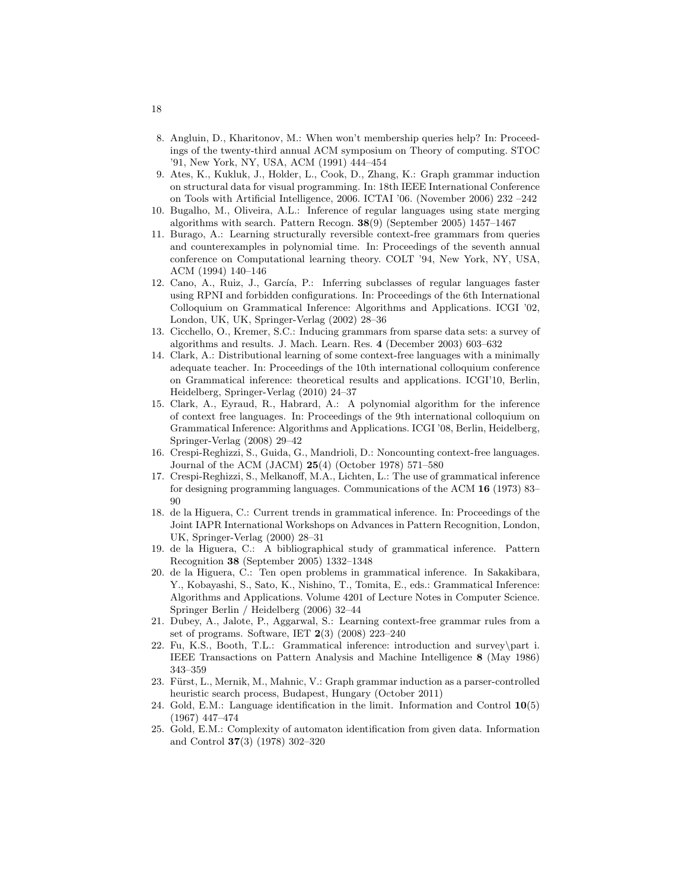8. Angluin, D., Kharitonov, M.: When won't membership queries help? In: Proceedings of the twenty-third annual ACM symposium on Theory of computing. STOC '91, New York, NY, USA, ACM (1991) 444–454
9. Ates, K., Kukluk, J., Holder, L., Cook, D., Zhang, K.: Graph grammar induction on structural data for visual programming. In: 18th IEEE International Conference on Tools with Artificial Intelligence, 2006. ICTAI '06. (November 2006) 232 –242
10. Bugalho, M., Oliveira, A.L.: Inference of regular languages using state merging algorithms with search. Pattern Recogn. **38**(9) (September 2005) 1457–1467
11. Burago, A.: Learning structurally reversible context-free grammars from queries and counterexamples in polynomial time. In: Proceedings of the seventh annual conference on Computational learning theory. COLT '94, New York, NY, USA, ACM (1994) 140–146
12. Cano, A., Ruiz, J., García, P.: Inferring subclasses of regular languages faster using RPNI and forbidden configurations. In: Proceedings of the 6th International Colloquium on Grammatical Inference: Algorithms and Applications. ICGI '02, London, UK, UK, Springer-Verlag (2002) 28–36
13. Cicchello, O., Kremer, S.C.: Inducing grammars from sparse data sets: a survey of algorithms and results. J. Mach. Learn. Res. **4** (December 2003) 603–632
14. Clark, A.: Distributional learning of some context-free languages with a minimally adequate teacher. In: Proceedings of the 10th international colloquium conference on Grammatical inference: theoretical results and applications. ICGI'10, Berlin, Heidelberg, Springer-Verlag (2010) 24–37
15. Clark, A., Eyraud, R., Habrard, A.: A polynomial algorithm for the inference of context free languages. In: Proceedings of the 9th international colloquium on Grammatical Inference: Algorithms and Applications. ICGI '08, Berlin, Heidelberg, Springer-Verlag (2008) 29–42
16. Crespi-Reghizzi, S., Guida, G., Mandrioli, D.: Noncounting context-free languages. Journal of the ACM (JACM) **25**(4) (October 1978) 571–580
17. Crespi-Reghizzi, S., Melkanoff, M.A., Lichten, L.: The use of grammatical inference for designing programming languages. Communications of the ACM **16** (1973) 83–90
18. de la Higuera, C.: Current trends in grammatical inference. In: Proceedings of the Joint IAPR International Workshops on Advances in Pattern Recognition, London, UK, Springer-Verlag (2000) 28–31
19. de la Higuera, C.: A bibliographical study of grammatical inference. Pattern Recognition **38** (September 2005) 1332–1348
20. de la Higuera, C.: Ten open problems in grammatical inference. In Sakakibara, Y., Kobayashi, S., Sato, K., Nishino, T., Tomita, E., eds.: Grammatical Inference: Algorithms and Applications. Volume 4201 of Lecture Notes in Computer Science. Springer Berlin / Heidelberg (2006) 32–44
21. Dubey, A., Jalote, P., Aggarwal, S.: Learning context-free grammar rules from a set of programs. Software, IET **2**(3) (2008) 223–240
22. Fu, K.S., Booth, T.L.: Grammatical inference: introduction and survey\part i. IEEE Transactions on Pattern Analysis and Machine Intelligence **8** (May 1986) 343–359
23. Fürst, L., Mernik, M., Mahnic, V.: Graph grammar induction as a parser-controlled heuristic search process, Budapest, Hungary (October 2011)
24. Gold, E.M.: Language identification in the limit. Information and Control **10**(5) (1967) 447–474
25. Gold, E.M.: Complexity of automaton identification from given data. Information and Control **37**(3) (1978) 302–320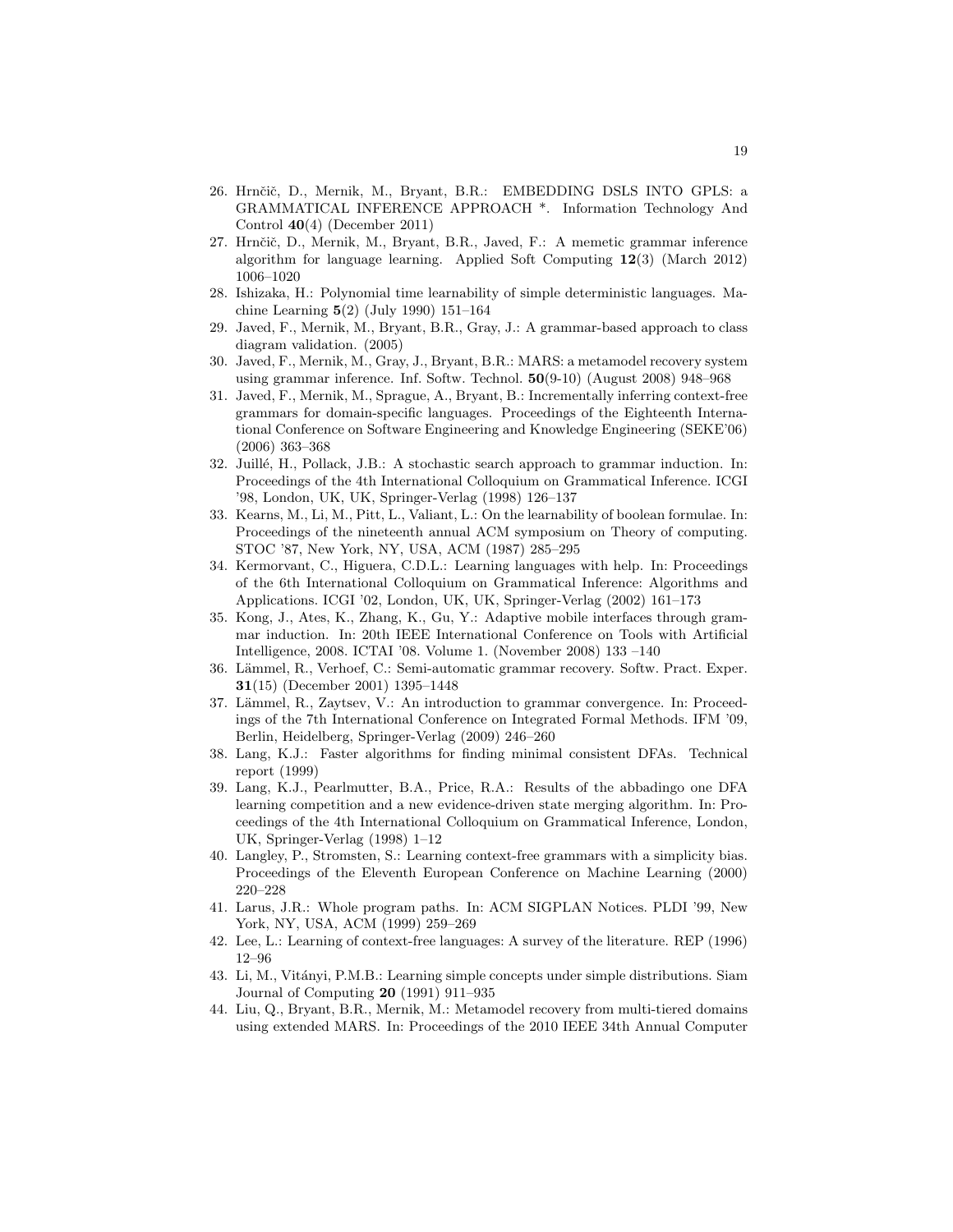26. Hrnčič, D., Mernik, M., Bryant, B.R.: EMBEDDING DSLS INTO GPLS: a GRAMMATICAL INFERENCE APPROACH *. Information Technology And Control **40**(4) (December 2011)
27. Hrnčič, D., Mernik, M., Bryant, B.R., Javed, F.: A memetic grammar inference algorithm for language learning. Applied Soft Computing **12**(3) (March 2012) 1006–1020
28. Ishizaka, H.: Polynomial time learnability of simple deterministic languages. Machine Learning **5**(2) (July 1990) 151–164
29. Javed, F., Mernik, M., Bryant, B.R., Gray, J.: A grammar-based approach to class diagram validation. (2005)
30. Javed, F., Mernik, M., Gray, J., Bryant, B.R.: MARS: a metamodel recovery system using grammar inference. Inf. Softw. Technol. **50**(9-10) (August 2008) 948–968
31. Javed, F., Mernik, M., Sprague, A., Bryant, B.: Incrementally inferring context-free grammars for domain-specific languages. Proceedings of the Eighteenth International Conference on Software Engineering and Knowledge Engineering (SEKE'06) (2006) 363–368
32. Juillé, H., Pollack, J.B.: A stochastic search approach to grammar induction. In: Proceedings of the 4th International Colloquium on Grammatical Inference. ICGI '98, London, UK, UK, Springer-Verlag (1998) 126–137
33. Kearns, M., Li, M., Pitt, L., Valiant, L.: On the learnability of boolean formulae. In: Proceedings of the nineteenth annual ACM symposium on Theory of computing. STOC '87, New York, NY, USA, ACM (1987) 285–295
34. Kermorvant, C., Higuera, C.D.L.: Learning languages with help. In: Proceedings of the 6th International Colloquium on Grammatical Inference: Algorithms and Applications. ICGI '02, London, UK, UK, Springer-Verlag (2002) 161–173
35. Kong, J., Ates, K., Zhang, K., Gu, Y.: Adaptive mobile interfaces through grammar induction. In: 20th IEEE International Conference on Tools with Artificial Intelligence, 2008. ICTAI '08. Volume 1. (November 2008) 133 –140
36. Lämmel, R., Verhoef, C.: Semi-automatic grammar recovery. Softw. Pract. Exper. **31**(15) (December 2001) 1395–1448
37. Lämmel, R., Zaytsev, V.: An introduction to grammar convergence. In: Proceedings of the 7th International Conference on Integrated Formal Methods. IFM '09, Berlin, Heidelberg, Springer-Verlag (2009) 246–260
38. Lang, K.J.: Faster algorithms for finding minimal consistent DFAs. Technical report (1999)
39. Lang, K.J., Pearlmutter, B.A., Price, R.A.: Results of the abbadingo one DFA learning competition and a new evidence-driven state merging algorithm. In: Proceedings of the 4th International Colloquium on Grammatical Inference, London, UK, Springer-Verlag (1998) 1–12
40. Langley, P., Stromsten, S.: Learning context-free grammars with a simplicity bias. Proceedings of the Eleventh European Conference on Machine Learning (2000) 220–228
41. Larus, J.R.: Whole program paths. In: ACM SIGPLAN Notices. PLDI '99, New York, NY, USA, ACM (1999) 259–269
42. Lee, L.: Learning of context-free languages: A survey of the literature. REP (1996) 12–96
43. Li, M., Vitányi, P.M.B.: Learning simple concepts under simple distributions. Siam Journal of Computing **20** (1991) 911–935
44. Liu, Q., Bryant, B.R., Mernik, M.: Metamodel recovery from multi-tiered domains using extended MARS. In: Proceedings of the 2010 IEEE 34th Annual Computer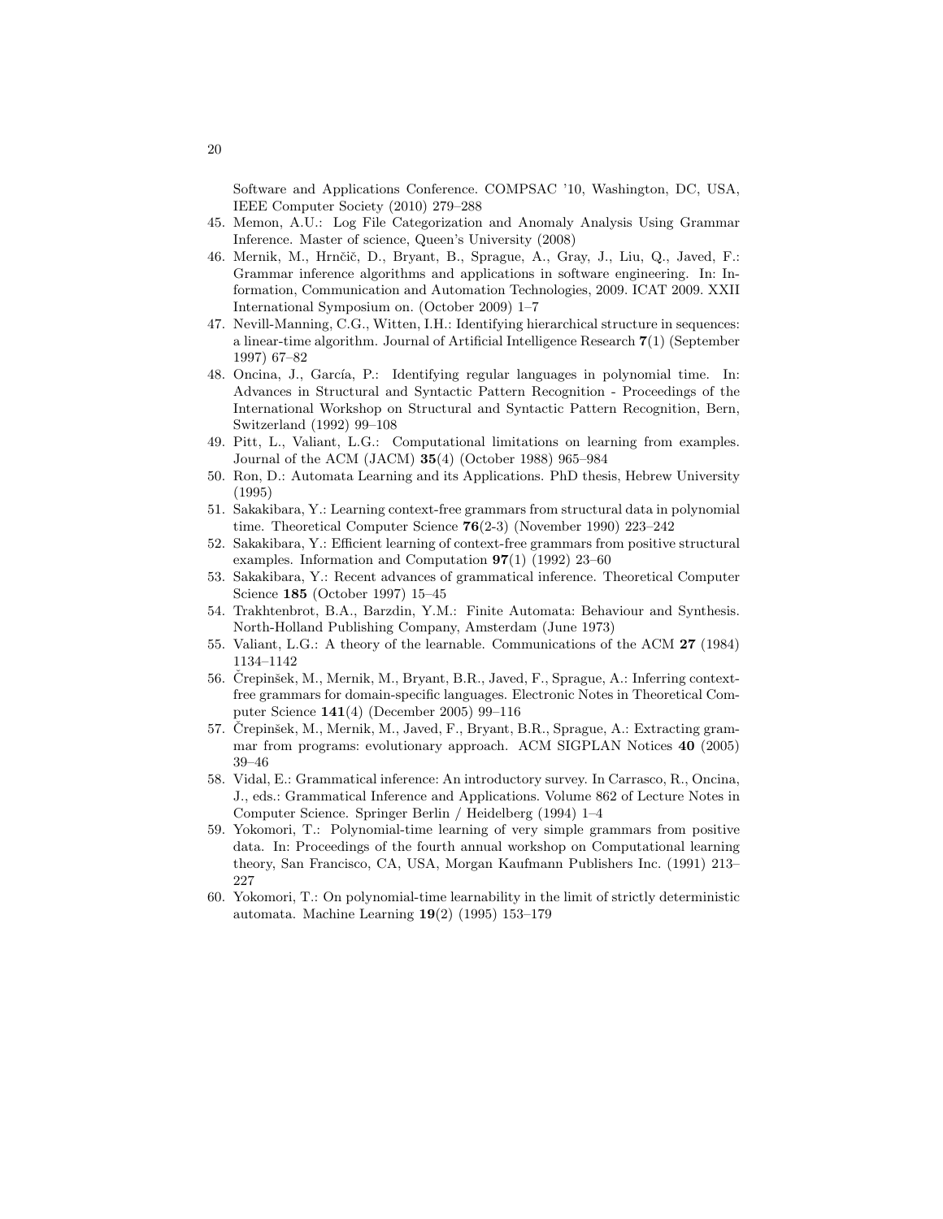Software and Applications Conference. COMPSAC '10, Washington, DC, USA, IEEE Computer Society (2010) 279–288

45. Memon, A.U.: Log File Categorization and Anomaly Analysis Using Grammar Inference. Master of science, Queen's University (2008)
46. Mernik, M., Hrnčič, D., Bryant, B., Sprague, A., Gray, J., Liu, Q., Javed, F.: Grammar inference algorithms and applications in software engineering. In: Information, Communication and Automation Technologies, 2009. ICAT 2009. XXII International Symposium on. (October 2009) 1–7
47. Nevill-Manning, C.G., Witten, I.H.: Identifying hierarchical structure in sequences: a linear-time algorithm. Journal of Artificial Intelligence Research **7**(1) (September 1997) 67–82
48. Oncina, J., García, P.: Identifying regular languages in polynomial time. In: Advances in Structural and Syntactic Pattern Recognition - Proceedings of the International Workshop on Structural and Syntactic Pattern Recognition, Bern, Switzerland (1992) 99–108
49. Pitt, L., Valiant, L.G.: Computational limitations on learning from examples. Journal of the ACM (JACM) **35**(4) (October 1988) 965–984
50. Ron, D.: Automata Learning and its Applications. PhD thesis, Hebrew University (1995)
51. Sakakibara, Y.: Learning context-free grammars from structural data in polynomial time. Theoretical Computer Science **76**(2-3) (November 1990) 223–242
52. Sakakibara, Y.: Efficient learning of context-free grammars from positive structural examples. Information and Computation **97**(1) (1992) 23–60
53. Sakakibara, Y.: Recent advances of grammatical inference. Theoretical Computer Science **185** (October 1997) 15–45
54. Trakhtenbrot, B.A., Barzdin, Y.M.: Finite Automata: Behaviour and Synthesis. North-Holland Publishing Company, Amsterdam (June 1973)
55. Valiant, L.G.: A theory of the learnable. Communications of the ACM **27** (1984) 1134–1142
56. Črepinšek, M., Mernik, M., Bryant, B.R., Javed, F., Sprague, A.: Inferring context-free grammars for domain-specific languages. Electronic Notes in Theoretical Computer Science **141**(4) (December 2005) 99–116
57. Črepinšek, M., Mernik, M., Javed, F., Bryant, B.R., Sprague, A.: Extracting grammar from programs: evolutionary approach. ACM SIGPLAN Notices **40** (2005) 39–46
58. Vidal, E.: Grammatical inference: An introductory survey. In Carrasco, R., Oncina, J., eds.: Grammatical Inference and Applications. Volume 862 of Lecture Notes in Computer Science. Springer Berlin / Heidelberg (1994) 1–4
59. Yokomori, T.: Polynomial-time learning of very simple grammars from positive data. In: Proceedings of the fourth annual workshop on Computational learning theory, San Francisco, CA, USA, Morgan Kaufmann Publishers Inc. (1991) 213–227
60. Yokomori, T.: On polynomial-time learnability in the limit of strictly deterministic automata. Machine Learning **19**(2) (1995) 153–179